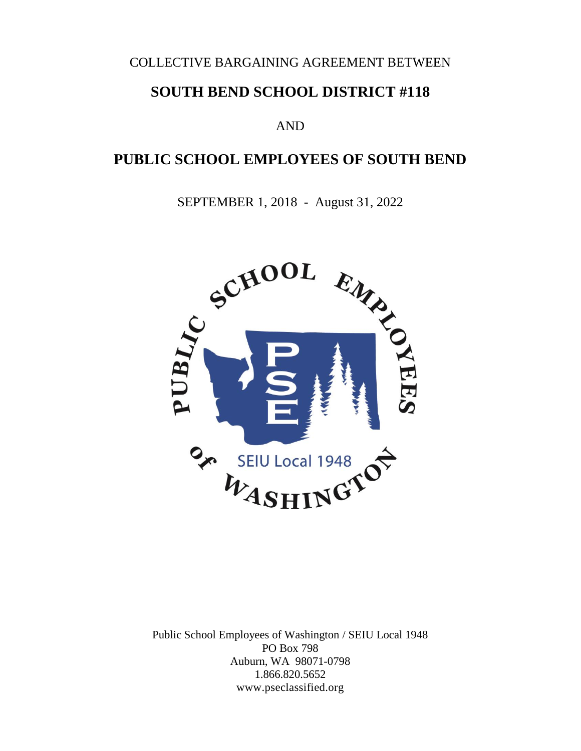COLLECTIVE BARGAINING AGREEMENT BETWEEN

# SOUTH BEND SCHOOL DISTRICT #118

AND

# PUBLIC SCHOOL EMPLOYEES OF SOUTH BEND

SEPTEMBER 1, 2018 - August 31, 2022

Public School Employees of Washington / SEIU Local 1948
PO Box 798
Auburn, WA 98071-0798
1.866.820.5652
www.pseclassified.org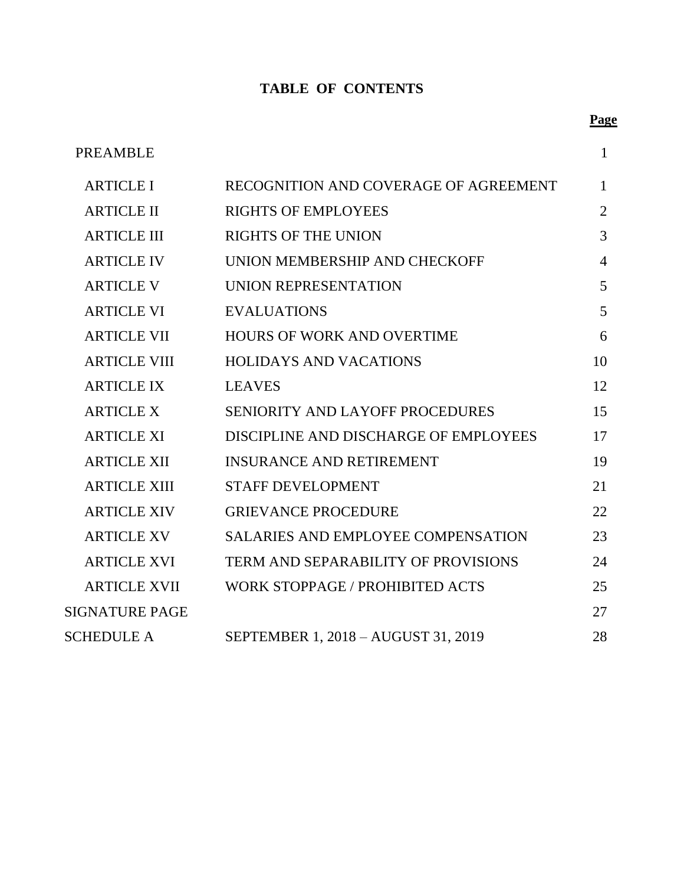# TABLE OF CONTENTS

| | | Page |
|---|---|---|
| PREAMBLE | | 1 |
| ARTICLE I | RECOGNITION AND COVERAGE OF AGREEMENT | 1 |
| ARTICLE II | RIGHTS OF EMPLOYEES | 2 |
| ARTICLE III | RIGHTS OF THE UNION | 3 |
| ARTICLE IV | UNION MEMBERSHIP AND CHECKOFF | 4 |
| ARTICLE V | UNION REPRESENTATION | 5 |
| ARTICLE VI | EVALUATIONS | 5 |
| ARTICLE VII | HOURS OF WORK AND OVERTIME | 6 |
| ARTICLE VIII | HOLIDAYS AND VACATIONS | 10 |
| ARTICLE IX | LEAVES | 12 |
| ARTICLE X | SENIORITY AND LAYOFF PROCEDURES | 15 |
| ARTICLE XI | DISCIPLINE AND DISCHARGE OF EMPLOYEES | 17 |
| ARTICLE XII | INSURANCE AND RETIREMENT | 19 |
| ARTICLE XIII | STAFF DEVELOPMENT | 21 |
| ARTICLE XIV | GRIEVANCE PROCEDURE | 22 |
| ARTICLE XV | SALARIES AND EMPLOYEE COMPENSATION | 23 |
| ARTICLE XVI | TERM AND SEPARABILITY OF PROVISIONS | 24 |
| ARTICLE XVII | WORK STOPPAGE / PROHIBITED ACTS | 25 |
| SIGNATURE PAGE | | 27 |
| SCHEDULE A | SEPTEMBER 1, 2018 – AUGUST 31, 2019 | 28 |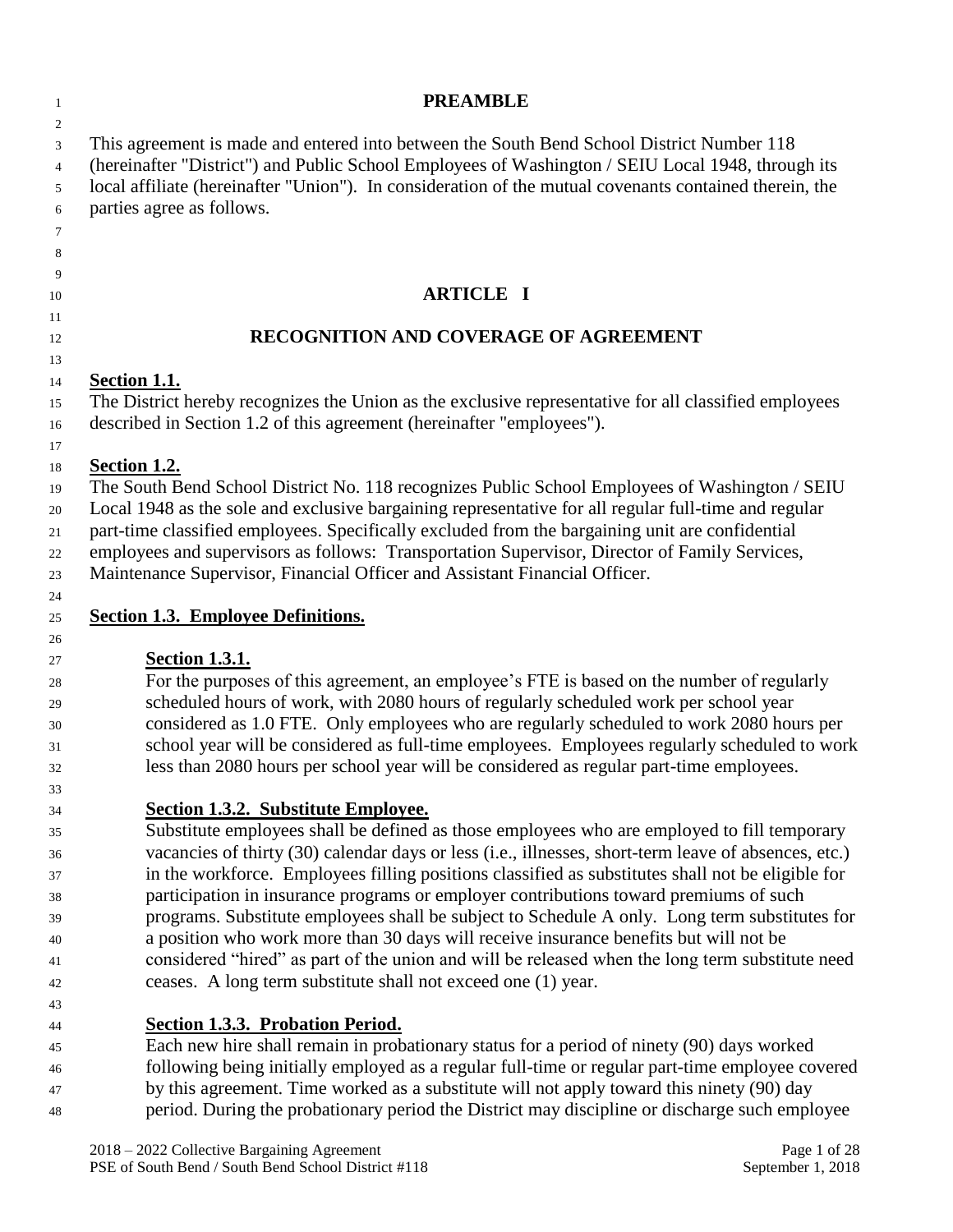# PREAMBLE

This agreement is made and entered into between the South Bend School District Number 118 (hereinafter "District") and Public School Employees of Washington / SEIU Local 1948, through its local affiliate (hereinafter "Union"). In consideration of the mutual covenants contained therein, the parties agree as follows.

# ARTICLE I

## RECOGNITION AND COVERAGE OF AGREEMENT

**Section 1.1.**

The District hereby recognizes the Union as the exclusive representative for all classified employees described in Section 1.2 of this agreement (hereinafter "employees").

**Section 1.2.**

The South Bend School District No. 118 recognizes Public School Employees of Washington / SEIU Local 1948 as the sole and exclusive bargaining representative for all regular full-time and regular part-time classified employees. Specifically excluded from the bargaining unit are confidential employees and supervisors as follows: Transportation Supervisor, Director of Family Services, Maintenance Supervisor, Financial Officer and Assistant Financial Officer.

**Section 1.3. Employee Definitions.**

**Section 1.3.1.**

For the purposes of this agreement, an employee's FTE is based on the number of regularly scheduled hours of work, with 2080 hours of regularly scheduled work per school year considered as 1.0 FTE. Only employees who are regularly scheduled to work 2080 hours per school year will be considered as full-time employees. Employees regularly scheduled to work less than 2080 hours per school year will be considered as regular part-time employees.

**Section 1.3.2. Substitute Employee.**

Substitute employees shall be defined as those employees who are employed to fill temporary vacancies of thirty (30) calendar days or less (i.e., illnesses, short-term leave of absences, etc.) in the workforce. Employees filling positions classified as substitutes shall not be eligible for participation in insurance programs or employer contributions toward premiums of such programs. Substitute employees shall be subject to Schedule A only. Long term substitutes for a position who work more than 30 days will receive insurance benefits but will not be considered "hired" as part of the union and will be released when the long term substitute need ceases. A long term substitute shall not exceed one (1) year.

**Section 1.3.3. Probation Period.**

Each new hire shall remain in probationary status for a period of ninety (90) days worked following being initially employed as a regular full-time or regular part-time employee covered by this agreement. Time worked as a substitute will not apply toward this ninety (90) day period. During the probationary period the District may discipline or discharge such employee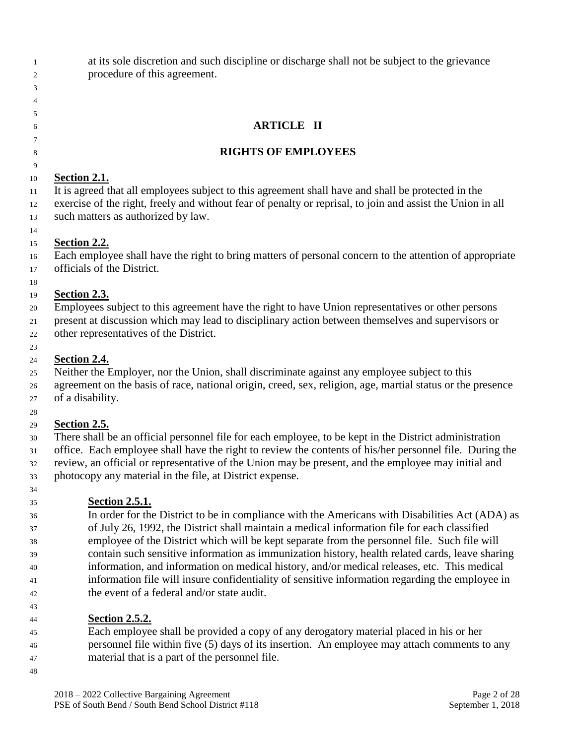at its sole discretion and such discipline or discharge shall not be subject to the grievance procedure of this agreement.

# ARTICLE II

## RIGHTS OF EMPLOYEES

**Section 2.1.**

It is agreed that all employees subject to this agreement shall have and shall be protected in the exercise of the right, freely and without fear of penalty or reprisal, to join and assist the Union in all such matters as authorized by law.

**Section 2.2.**

Each employee shall have the right to bring matters of personal concern to the attention of appropriate officials of the District.

**Section 2.3.**

Employees subject to this agreement have the right to have Union representatives or other persons present at discussion which may lead to disciplinary action between themselves and supervisors or other representatives of the District.

**Section 2.4.**

Neither the Employer, nor the Union, shall discriminate against any employee subject to this agreement on the basis of race, national origin, creed, sex, religion, age, martial status or the presence of a disability.

**Section 2.5.**

There shall be an official personnel file for each employee, to be kept in the District administration office. Each employee shall have the right to review the contents of his/her personnel file. During the review, an official or representative of the Union may be present, and the employee may initial and photocopy any material in the file, at District expense.

**Section 2.5.1.**

In order for the District to be in compliance with the Americans with Disabilities Act (ADA) as of July 26, 1992, the District shall maintain a medical information file for each classified employee of the District which will be kept separate from the personnel file. Such file will contain such sensitive information as immunization history, health related cards, leave sharing information, and information on medical history, and/or medical releases, etc. This medical information file will insure confidentiality of sensitive information regarding the employee in the event of a federal and/or state audit.

**Section 2.5.2.**

Each employee shall be provided a copy of any derogatory material placed in his or her personnel file within five (5) days of its insertion. An employee may attach comments to any material that is a part of the personnel file.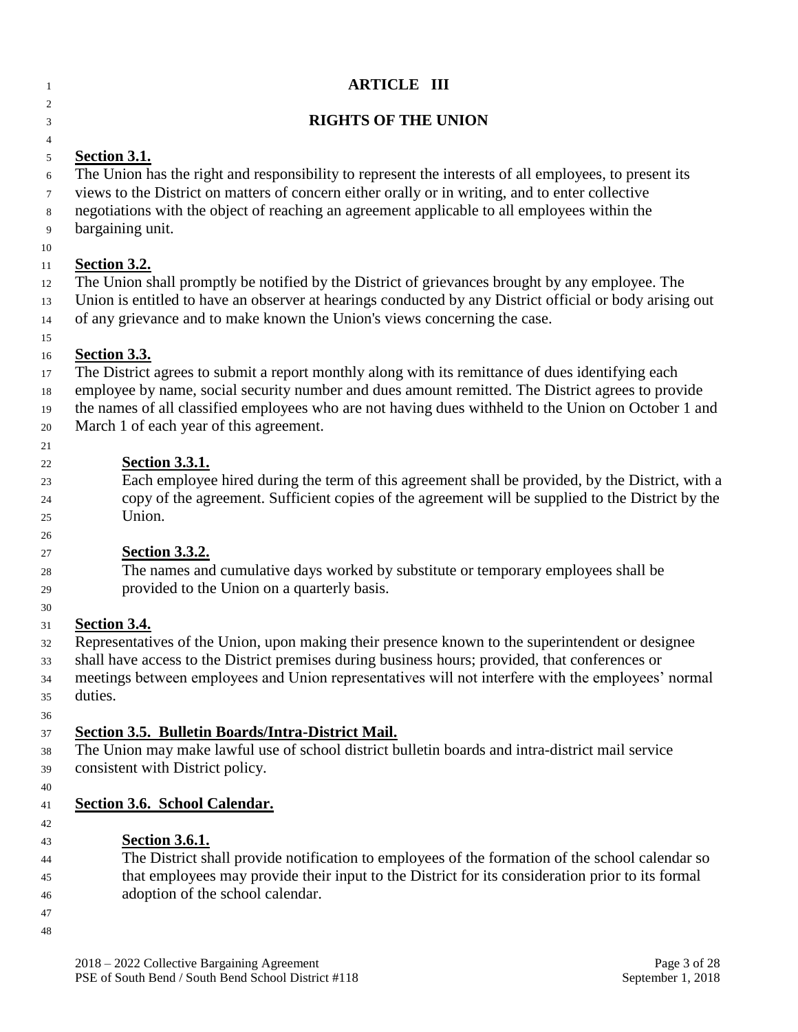# ARTICLE III

## RIGHTS OF THE UNION

**Section 3.1.**
The Union has the right and responsibility to represent the interests of all employees, to present its views to the District on matters of concern either orally or in writing, and to enter collective negotiations with the object of reaching an agreement applicable to all employees within the bargaining unit.

**Section 3.2.**
The Union shall promptly be notified by the District of grievances brought by any employee. The Union is entitled to have an observer at hearings conducted by any District official or body arising out of any grievance and to make known the Union's views concerning the case.

**Section 3.3.**
The District agrees to submit a report monthly along with its remittance of dues identifying each employee by name, social security number and dues amount remitted. The District agrees to provide the names of all classified employees who are not having dues withheld to the Union on October 1 and March 1 of each year of this agreement.

> **Section 3.3.1.**
> Each employee hired during the term of this agreement shall be provided, by the District, with a copy of the agreement. Sufficient copies of the agreement will be supplied to the District by the Union.

> **Section 3.3.2.**
> The names and cumulative days worked by substitute or temporary employees shall be provided to the Union on a quarterly basis.

**Section 3.4.**
Representatives of the Union, upon making their presence known to the superintendent or designee shall have access to the District premises during business hours; provided, that conferences or meetings between employees and Union representatives will not interfere with the employees' normal duties.

**Section 3.5. Bulletin Boards/Intra-District Mail.**
The Union may make lawful use of school district bulletin boards and intra-district mail service consistent with District policy.

**Section 3.6. School Calendar.**

> **Section 3.6.1.**
> The District shall provide notification to employees of the formation of the school calendar so that employees may provide their input to the District for its consideration prior to its formal adoption of the school calendar.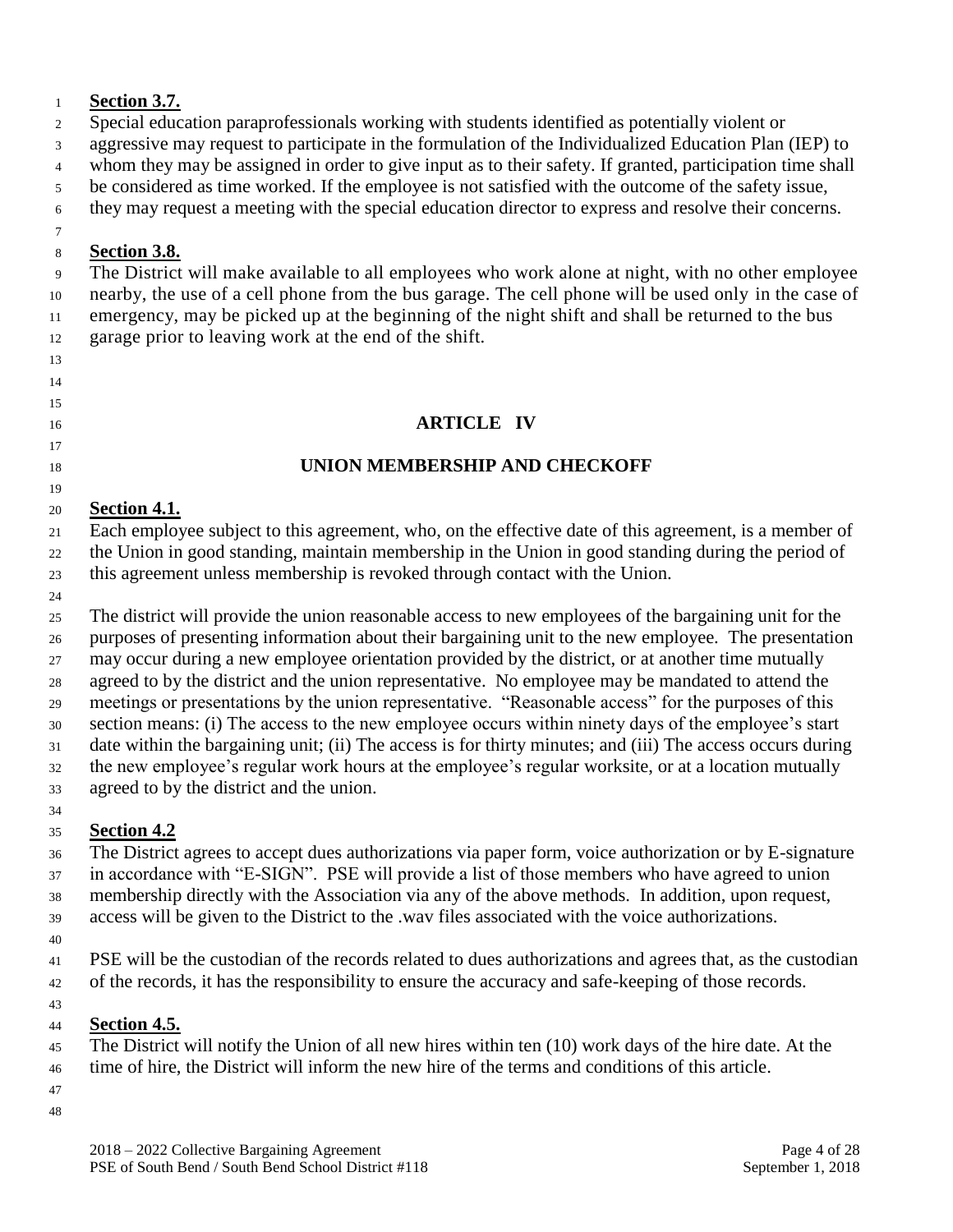**Section 3.7.**

Special education paraprofessionals working with students identified as potentially violent or aggressive may request to participate in the formulation of the Individualized Education Plan (IEP) to whom they may be assigned in order to give input as to their safety. If granted, participation time shall be considered as time worked. If the employee is not satisfied with the outcome of the safety issue, they may request a meeting with the special education director to express and resolve their concerns.

**Section 3.8.**

The District will make available to all employees who work alone at night, with no other employee nearby, the use of a cell phone from the bus garage. The cell phone will be used only in the case of emergency, may be picked up at the beginning of the night shift and shall be returned to the bus garage prior to leaving work at the end of the shift.

## ARTICLE IV

## UNION MEMBERSHIP AND CHECKOFF

**Section 4.1.**

Each employee subject to this agreement, who, on the effective date of this agreement, is a member of the Union in good standing, maintain membership in the Union in good standing during the period of this agreement unless membership is revoked through contact with the Union.

The district will provide the union reasonable access to new employees of the bargaining unit for the purposes of presenting information about their bargaining unit to the new employee. The presentation may occur during a new employee orientation provided by the district, or at another time mutually agreed to by the district and the union representative. No employee may be mandated to attend the meetings or presentations by the union representative. "Reasonable access" for the purposes of this section means: (i) The access to the new employee occurs within ninety days of the employee's start date within the bargaining unit; (ii) The access is for thirty minutes; and (iii) The access occurs during the new employee's regular work hours at the employee's regular worksite, or at a location mutually agreed to by the district and the union.

**Section 4.2**

The District agrees to accept dues authorizations via paper form, voice authorization or by E-signature in accordance with "E-SIGN". PSE will provide a list of those members who have agreed to union membership directly with the Association via any of the above methods. In addition, upon request, access will be given to the District to the .wav files associated with the voice authorizations.

PSE will be the custodian of the records related to dues authorizations and agrees that, as the custodian of the records, it has the responsibility to ensure the accuracy and safe-keeping of those records.

**Section 4.5.**

The District will notify the Union of all new hires within ten (10) work days of the hire date. At the time of hire, the District will inform the new hire of the terms and conditions of this article.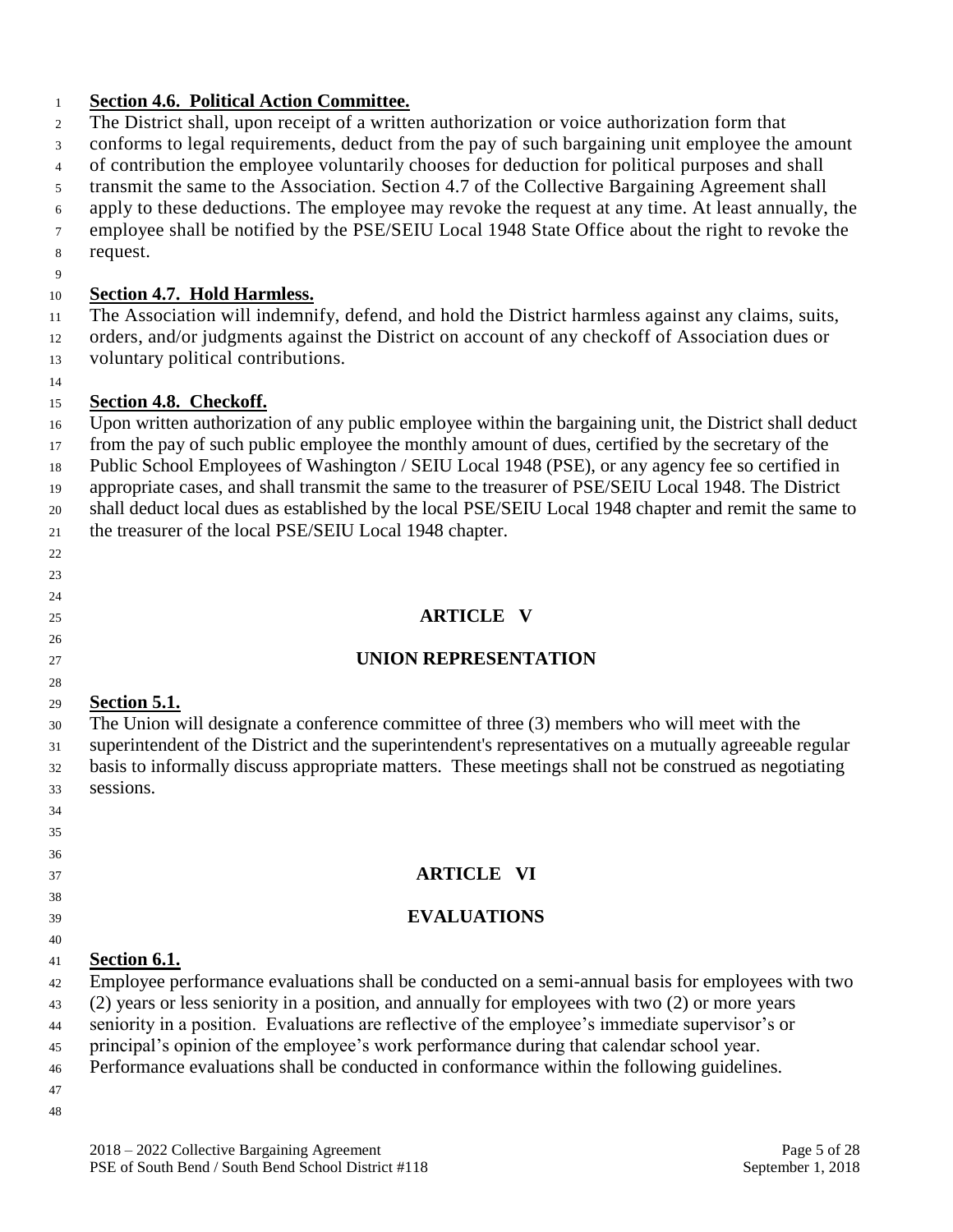**Section 4.6. Political Action Committee.**

The District shall, upon receipt of a written authorization or voice authorization form that conforms to legal requirements, deduct from the pay of such bargaining unit employee the amount of contribution the employee voluntarily chooses for deduction for political purposes and shall transmit the same to the Association. Section 4.7 of the Collective Bargaining Agreement shall apply to these deductions. The employee may revoke the request at any time. At least annually, the employee shall be notified by the PSE/SEIU Local 1948 State Office about the right to revoke the request.

**Section 4.7. Hold Harmless.**

The Association will indemnify, defend, and hold the District harmless against any claims, suits, orders, and/or judgments against the District on account of any checkoff of Association dues or voluntary political contributions.

**Section 4.8. Checkoff.**

Upon written authorization of any public employee within the bargaining unit, the District shall deduct from the pay of such public employee the monthly amount of dues, certified by the secretary of the Public School Employees of Washington / SEIU Local 1948 (PSE), or any agency fee so certified in appropriate cases, and shall transmit the same to the treasurer of PSE/SEIU Local 1948. The District shall deduct local dues as established by the local PSE/SEIU Local 1948 chapter and remit the same to the treasurer of the local PSE/SEIU Local 1948 chapter.

## ARTICLE V

## UNION REPRESENTATION

**Section 5.1.**

The Union will designate a conference committee of three (3) members who will meet with the superintendent of the District and the superintendent's representatives on a mutually agreeable regular basis to informally discuss appropriate matters. These meetings shall not be construed as negotiating sessions.

## ARTICLE VI

## EVALUATIONS

**Section 6.1.**

Employee performance evaluations shall be conducted on a semi-annual basis for employees with two (2) years or less seniority in a position, and annually for employees with two (2) or more years seniority in a position. Evaluations are reflective of the employee's immediate supervisor's or principal's opinion of the employee's work performance during that calendar school year. Performance evaluations shall be conducted in conformance within the following guidelines.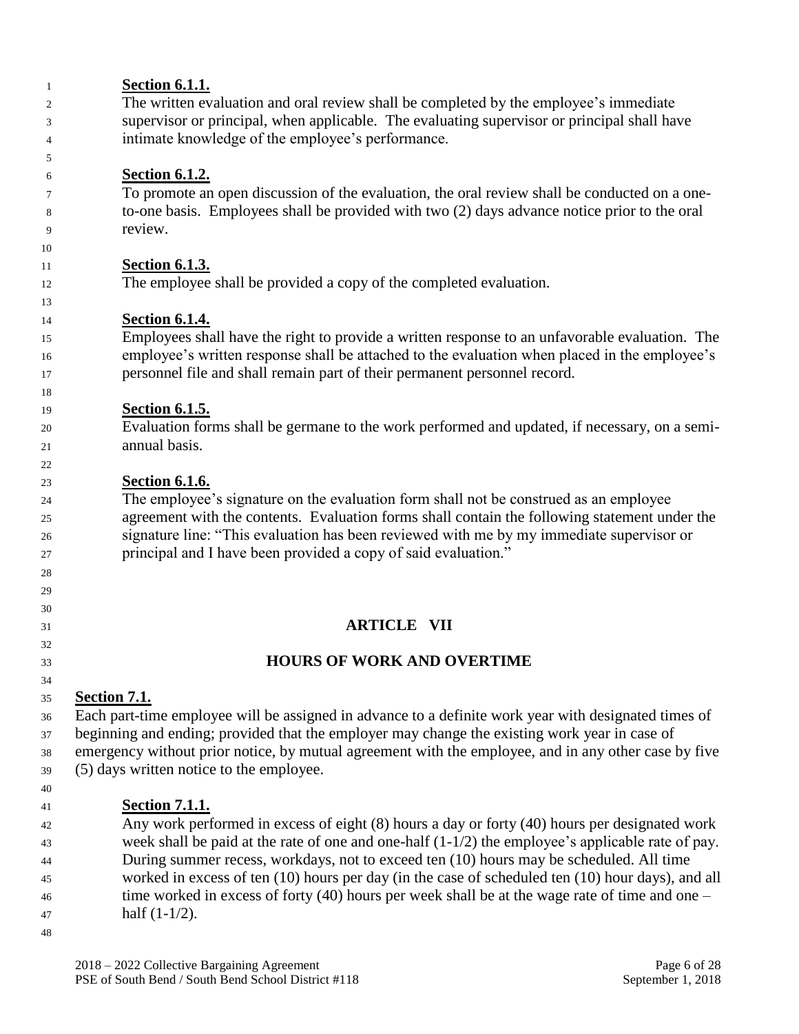**Section 6.1.1.**

The written evaluation and oral review shall be completed by the employee's immediate supervisor or principal, when applicable. The evaluating supervisor or principal shall have intimate knowledge of the employee's performance.

**Section 6.1.2.**

To promote an open discussion of the evaluation, the oral review shall be conducted on a one-to-one basis. Employees shall be provided with two (2) days advance notice prior to the oral review.

**Section 6.1.3.**

The employee shall be provided a copy of the completed evaluation.

**Section 6.1.4.**

Employees shall have the right to provide a written response to an unfavorable evaluation. The employee's written response shall be attached to the evaluation when placed in the employee's personnel file and shall remain part of their permanent personnel record.

**Section 6.1.5.**

Evaluation forms shall be germane to the work performed and updated, if necessary, on a semi-annual basis.

**Section 6.1.6.**

The employee's signature on the evaluation form shall not be construed as an employee agreement with the contents. Evaluation forms shall contain the following statement under the signature line: "This evaluation has been reviewed with me by my immediate supervisor or principal and I have been provided a copy of said evaluation."

## ARTICLE VII

## HOURS OF WORK AND OVERTIME

**Section 7.1.**

Each part-time employee will be assigned in advance to a definite work year with designated times of beginning and ending; provided that the employer may change the existing work year in case of emergency without prior notice, by mutual agreement with the employee, and in any other case by five (5) days written notice to the employee.

**Section 7.1.1.**

Any work performed in excess of eight (8) hours a day or forty (40) hours per designated work week shall be paid at the rate of one and one-half (1-1/2) the employee's applicable rate of pay. During summer recess, workdays, not to exceed ten (10) hours may be scheduled. All time worked in excess of ten (10) hours per day (in the case of scheduled ten (10) hour days), and all time worked in excess of forty (40) hours per week shall be at the wage rate of time and one – half (1-1/2).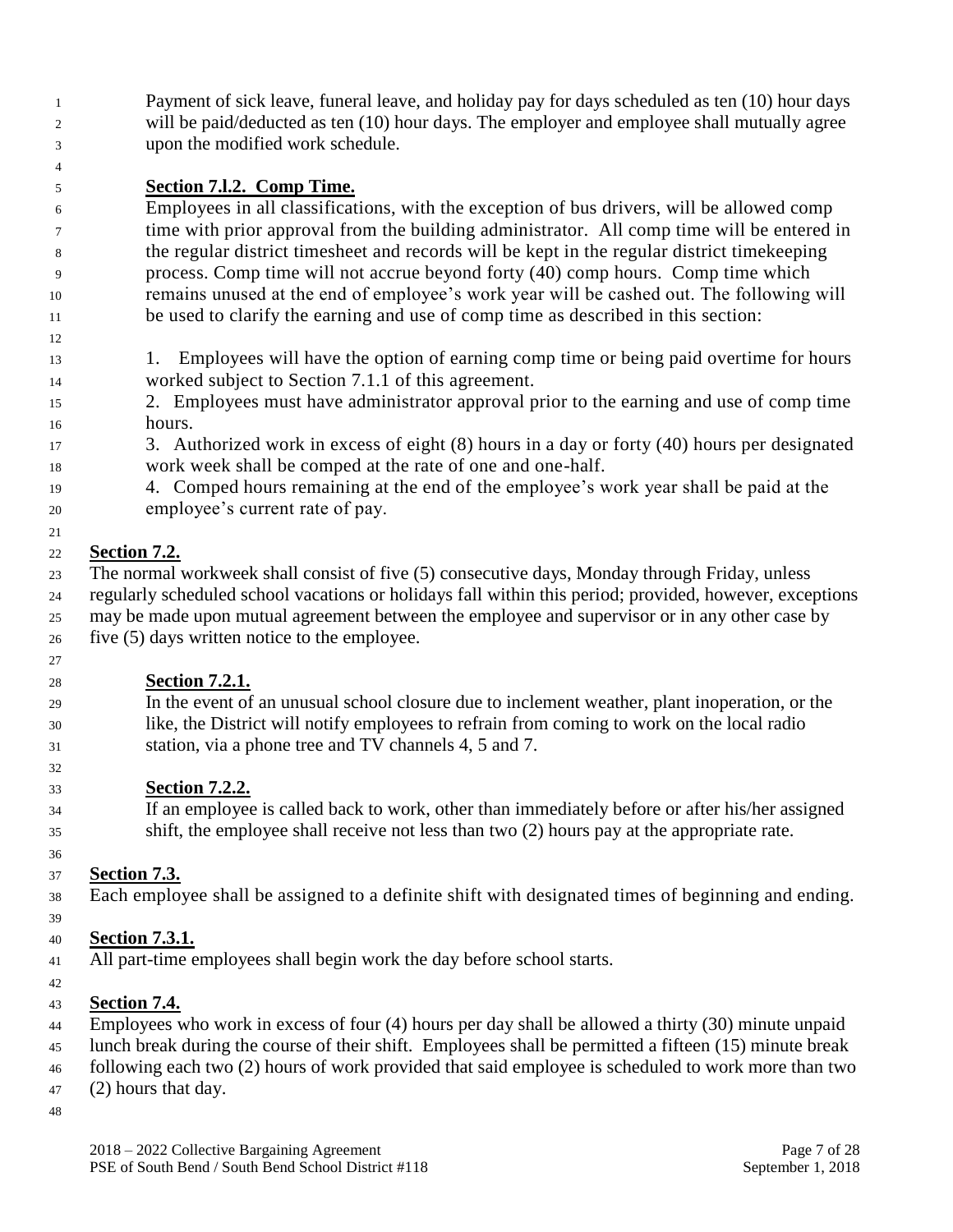Payment of sick leave, funeral leave, and holiday pay for days scheduled as ten (10) hour days will be paid/deducted as ten (10) hour days. The employer and employee shall mutually agree upon the modified work schedule.

**Section 7.l.2. Comp Time.**

Employees in all classifications, with the exception of bus drivers, will be allowed comp time with prior approval from the building administrator. All comp time will be entered in the regular district timesheet and records will be kept in the regular district timekeeping process. Comp time will not accrue beyond forty (40) comp hours. Comp time which remains unused at the end of employee's work year will be cashed out. The following will be used to clarify the earning and use of comp time as described in this section:

1. Employees will have the option of earning comp time or being paid overtime for hours worked subject to Section 7.1.1 of this agreement.
2. Employees must have administrator approval prior to the earning and use of comp time hours.
3. Authorized work in excess of eight (8) hours in a day or forty (40) hours per designated work week shall be comped at the rate of one and one-half.
4. Comped hours remaining at the end of the employee's work year shall be paid at the employee's current rate of pay.

**Section 7.2.**

The normal workweek shall consist of five (5) consecutive days, Monday through Friday, unless regularly scheduled school vacations or holidays fall within this period; provided, however, exceptions may be made upon mutual agreement between the employee and supervisor or in any other case by five (5) days written notice to the employee.

**Section 7.2.1.**

In the event of an unusual school closure due to inclement weather, plant inoperation, or the like, the District will notify employees to refrain from coming to work on the local radio station, via a phone tree and TV channels 4, 5 and 7.

**Section 7.2.2.**

If an employee is called back to work, other than immediately before or after his/her assigned shift, the employee shall receive not less than two (2) hours pay at the appropriate rate.

**Section 7.3.**

Each employee shall be assigned to a definite shift with designated times of beginning and ending.

**Section 7.3.1.**

All part-time employees shall begin work the day before school starts.

**Section 7.4.**

Employees who work in excess of four (4) hours per day shall be allowed a thirty (30) minute unpaid lunch break during the course of their shift. Employees shall be permitted a fifteen (15) minute break following each two (2) hours of work provided that said employee is scheduled to work more than two (2) hours that day.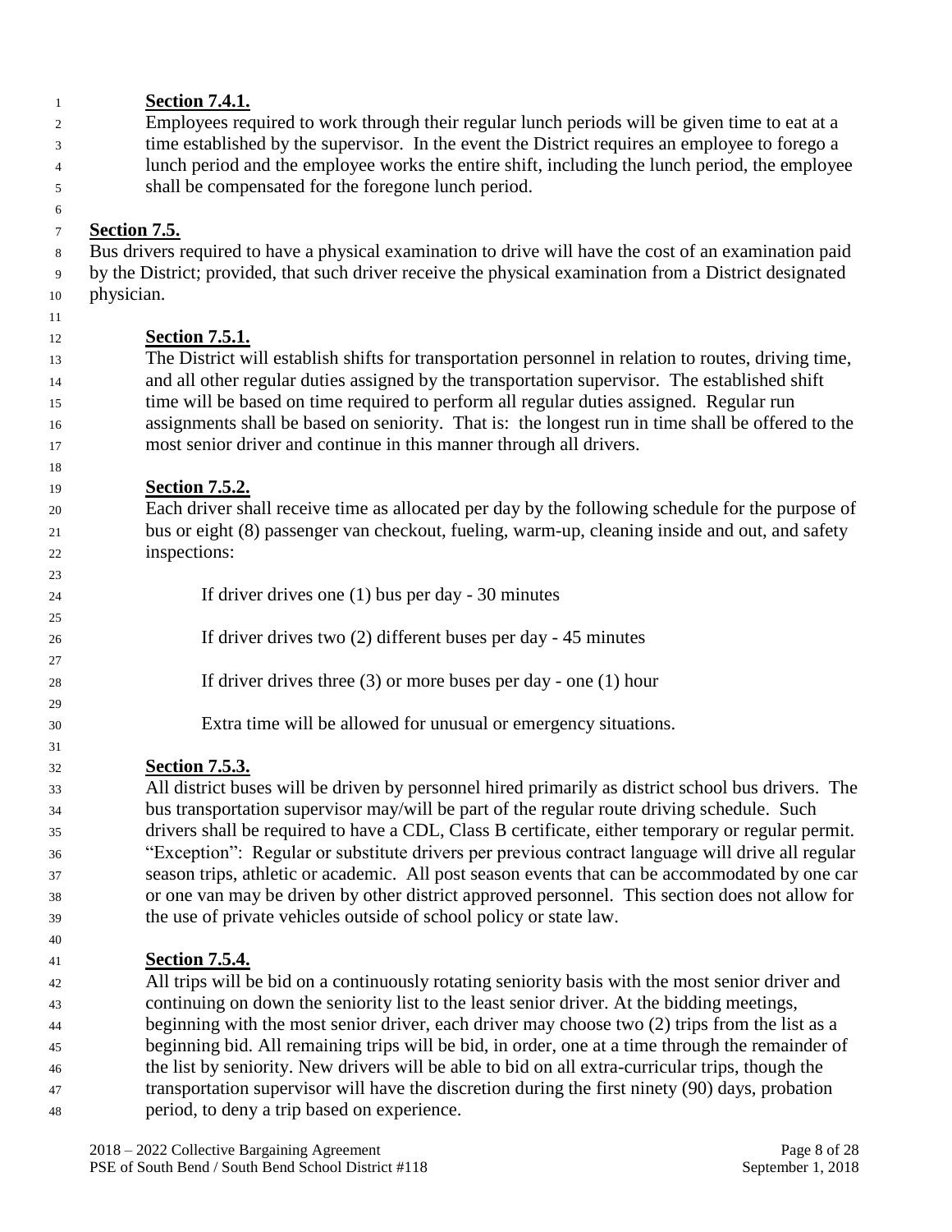**Section 7.4.1.**
Employees required to work through their regular lunch periods will be given time to eat at a time established by the supervisor. In the event the District requires an employee to forego a lunch period and the employee works the entire shift, including the lunch period, the employee shall be compensated for the foregone lunch period.

**Section 7.5.**
Bus drivers required to have a physical examination to drive will have the cost of an examination paid by the District; provided, that such driver receive the physical examination from a District designated physician.

**Section 7.5.1.**
The District will establish shifts for transportation personnel in relation to routes, driving time, and all other regular duties assigned by the transportation supervisor. The established shift time will be based on time required to perform all regular duties assigned. Regular run assignments shall be based on seniority. That is: the longest run in time shall be offered to the most senior driver and continue in this manner through all drivers.

**Section 7.5.2.**
Each driver shall receive time as allocated per day by the following schedule for the purpose of bus or eight (8) passenger van checkout, fueling, warm-up, cleaning inside and out, and safety inspections:

If driver drives one (1) bus per day - 30 minutes

If driver drives two (2) different buses per day - 45 minutes

If driver drives three (3) or more buses per day - one (1) hour

Extra time will be allowed for unusual or emergency situations.

**Section 7.5.3.**
All district buses will be driven by personnel hired primarily as district school bus drivers. The bus transportation supervisor may/will be part of the regular route driving schedule. Such drivers shall be required to have a CDL, Class B certificate, either temporary or regular permit. "Exception": Regular or substitute drivers per previous contract language will drive all regular season trips, athletic or academic. All post season events that can be accommodated by one car or one van may be driven by other district approved personnel. This section does not allow for the use of private vehicles outside of school policy or state law.

**Section 7.5.4.**
All trips will be bid on a continuously rotating seniority basis with the most senior driver and continuing on down the seniority list to the least senior driver. At the bidding meetings, beginning with the most senior driver, each driver may choose two (2) trips from the list as a beginning bid. All remaining trips will be bid, in order, one at a time through the remainder of the list by seniority. New drivers will be able to bid on all extra-curricular trips, though the transportation supervisor will have the discretion during the first ninety (90) days, probation period, to deny a trip based on experience.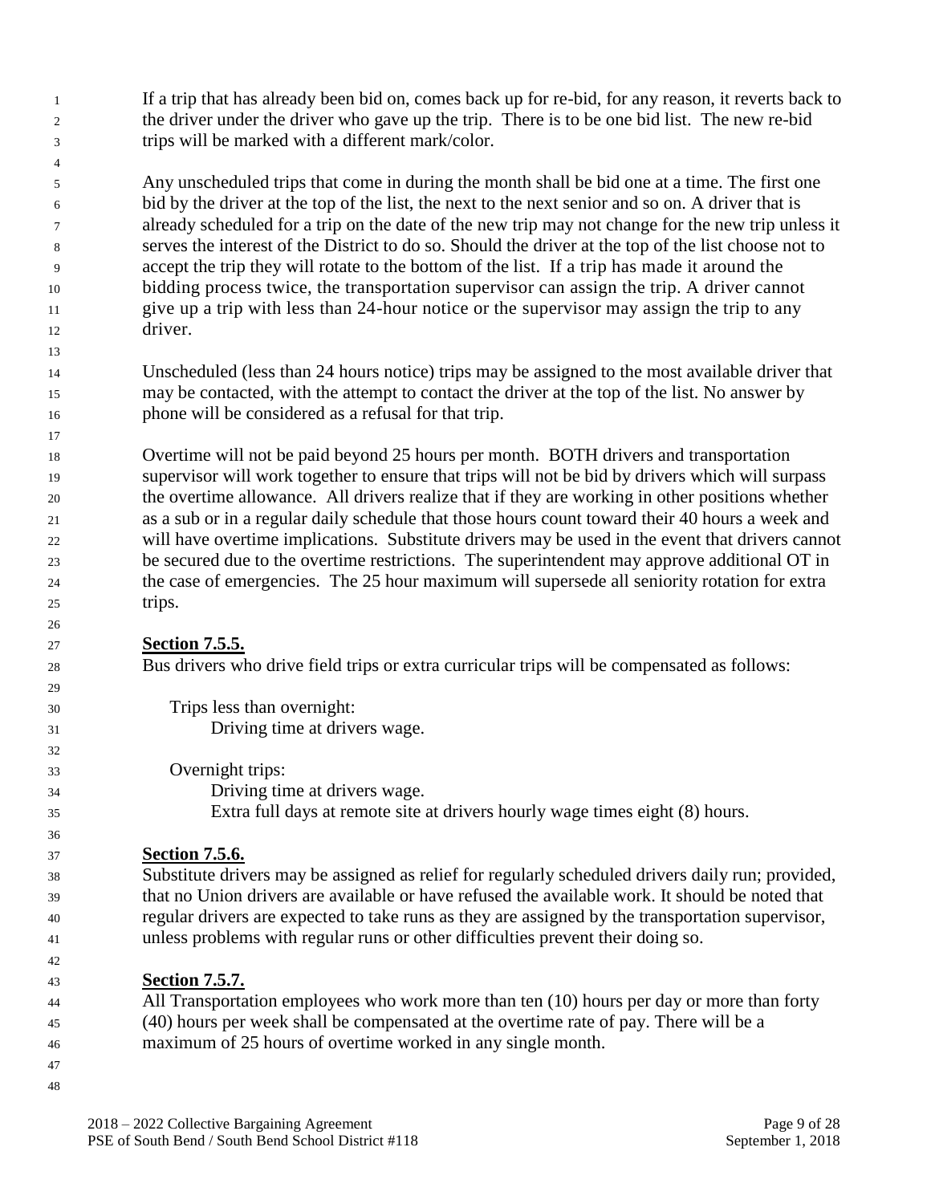If a trip that has already been bid on, comes back up for re-bid, for any reason, it reverts back to the driver under the driver who gave up the trip. There is to be one bid list. The new re-bid trips will be marked with a different mark/color.

Any unscheduled trips that come in during the month shall be bid one at a time. The first one bid by the driver at the top of the list, the next to the next senior and so on. A driver that is already scheduled for a trip on the date of the new trip may not change for the new trip unless it serves the interest of the District to do so. Should the driver at the top of the list choose not to accept the trip they will rotate to the bottom of the list. If a trip has made it around the bidding process twice, the transportation supervisor can assign the trip. A driver cannot give up a trip with less than 24-hour notice or the supervisor may assign the trip to any driver.

Unscheduled (less than 24 hours notice) trips may be assigned to the most available driver that may be contacted, with the attempt to contact the driver at the top of the list. No answer by phone will be considered as a refusal for that trip.

Overtime will not be paid beyond 25 hours per month. BOTH drivers and transportation supervisor will work together to ensure that trips will not be bid by drivers which will surpass the overtime allowance. All drivers realize that if they are working in other positions whether as a sub or in a regular daily schedule that those hours count toward their 40 hours a week and will have overtime implications. Substitute drivers may be used in the event that drivers cannot be secured due to the overtime restrictions. The superintendent may approve additional OT in the case of emergencies. The 25 hour maximum will supersede all seniority rotation for extra trips.

**Section 7.5.5.**

Bus drivers who drive field trips or extra curricular trips will be compensated as follows:

Trips less than overnight:
- Driving time at drivers wage.

Overnight trips:
- Driving time at drivers wage.
- Extra full days at remote site at drivers hourly wage times eight (8) hours.

**Section 7.5.6.**

Substitute drivers may be assigned as relief for regularly scheduled drivers daily run; provided, that no Union drivers are available or have refused the available work. It should be noted that regular drivers are expected to take runs as they are assigned by the transportation supervisor, unless problems with regular runs or other difficulties prevent their doing so.

**Section 7.5.7.**

All Transportation employees who work more than ten (10) hours per day or more than forty (40) hours per week shall be compensated at the overtime rate of pay. There will be a maximum of 25 hours of overtime worked in any single month.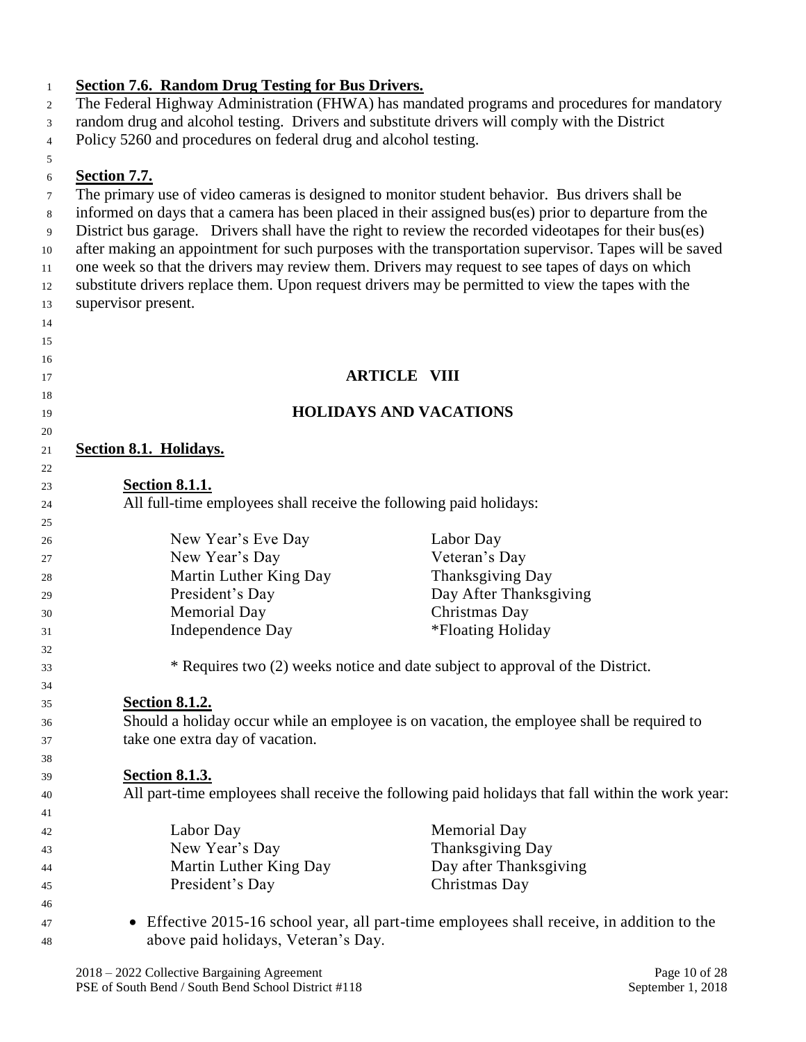**Section 7.6. Random Drug Testing for Bus Drivers.**

The Federal Highway Administration (FHWA) has mandated programs and procedures for mandatory random drug and alcohol testing. Drivers and substitute drivers will comply with the District Policy 5260 and procedures on federal drug and alcohol testing.

**Section 7.7.**

The primary use of video cameras is designed to monitor student behavior. Bus drivers shall be informed on days that a camera has been placed in their assigned bus(es) prior to departure from the District bus garage. Drivers shall have the right to review the recorded videotapes for their bus(es) after making an appointment for such purposes with the transportation supervisor. Tapes will be saved one week so that the drivers may review them. Drivers may request to see tapes of days on which substitute drivers replace them. Upon request drivers may be permitted to view the tapes with the supervisor present.

# ARTICLE VIII

# HOLIDAYS AND VACATIONS

**Section 8.1. Holidays.**

**Section 8.1.1.**

All full-time employees shall receive the following paid holidays:

| | |
|---|---|
| New Year's Eve Day | Labor Day |
| New Year's Day | Veteran's Day |
| Martin Luther King Day | Thanksgiving Day |
| President's Day | Day After Thanksgiving |
| Memorial Day | Christmas Day |
| Independence Day | *Floating Holiday |

\* Requires two (2) weeks notice and date subject to approval of the District.

**Section 8.1.2.**

Should a holiday occur while an employee is on vacation, the employee shall be required to take one extra day of vacation.

**Section 8.1.3.**

All part-time employees shall receive the following paid holidays that fall within the work year:

| | |
|---|---|
| Labor Day | Memorial Day |
| New Year's Day | Thanksgiving Day |
| Martin Luther King Day | Day after Thanksgiving |
| President's Day | Christmas Day |

- Effective 2015-16 school year, all part-time employees shall receive, in addition to the above paid holidays, Veteran's Day.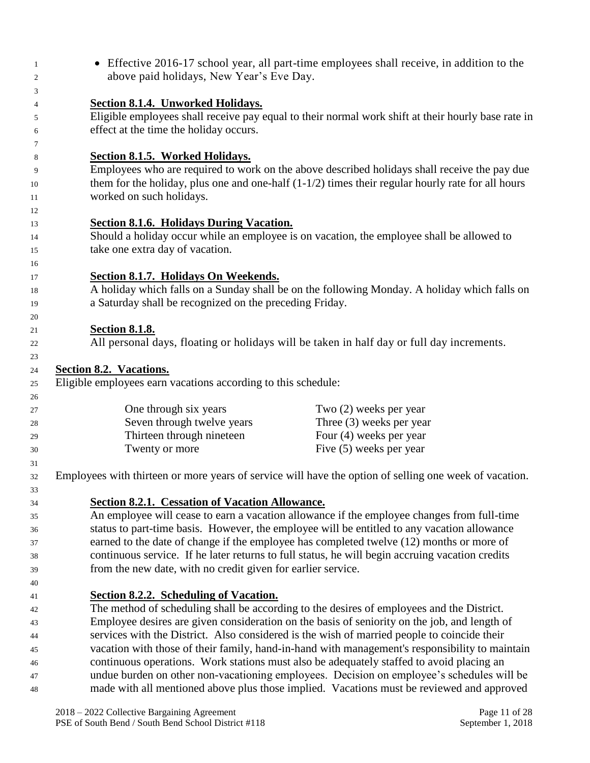- Effective 2016-17 school year, all part-time employees shall receive, in addition to the above paid holidays, New Year's Eve Day.

**Section 8.1.4. Unworked Holidays.**

Eligible employees shall receive pay equal to their normal work shift at their hourly base rate in effect at the time the holiday occurs.

**Section 8.1.5. Worked Holidays.**

Employees who are required to work on the above described holidays shall receive the pay due them for the holiday, plus one and one-half (1-1/2) times their regular hourly rate for all hours worked on such holidays.

**Section 8.1.6. Holidays During Vacation.**

Should a holiday occur while an employee is on vacation, the employee shall be allowed to take one extra day of vacation.

**Section 8.1.7. Holidays On Weekends.**

A holiday which falls on a Sunday shall be on the following Monday. A holiday which falls on a Saturday shall be recognized on the preceding Friday.

**Section 8.1.8.**

All personal days, floating or holidays will be taken in half day or full day increments.

**Section 8.2. Vacations.**

Eligible employees earn vacations according to this schedule:

| | |
|---|---|
| One through six years | Two (2) weeks per year |
| Seven through twelve years | Three (3) weeks per year |
| Thirteen through nineteen | Four (4) weeks per year |
| Twenty or more | Five (5) weeks per year |

Employees with thirteen or more years of service will have the option of selling one week of vacation.

**Section 8.2.1. Cessation of Vacation Allowance.**

An employee will cease to earn a vacation allowance if the employee changes from full-time status to part-time basis. However, the employee will be entitled to any vacation allowance earned to the date of change if the employee has completed twelve (12) months or more of continuous service. If he later returns to full status, he will begin accruing vacation credits from the new date, with no credit given for earlier service.

**Section 8.2.2. Scheduling of Vacation.**

The method of scheduling shall be according to the desires of employees and the District. Employee desires are given consideration on the basis of seniority on the job, and length of services with the District. Also considered is the wish of married people to coincide their vacation with those of their family, hand-in-hand with management's responsibility to maintain continuous operations. Work stations must also be adequately staffed to avoid placing an undue burden on other non-vacationing employees. Decision on employee's schedules will be made with all mentioned above plus those implied. Vacations must be reviewed and approved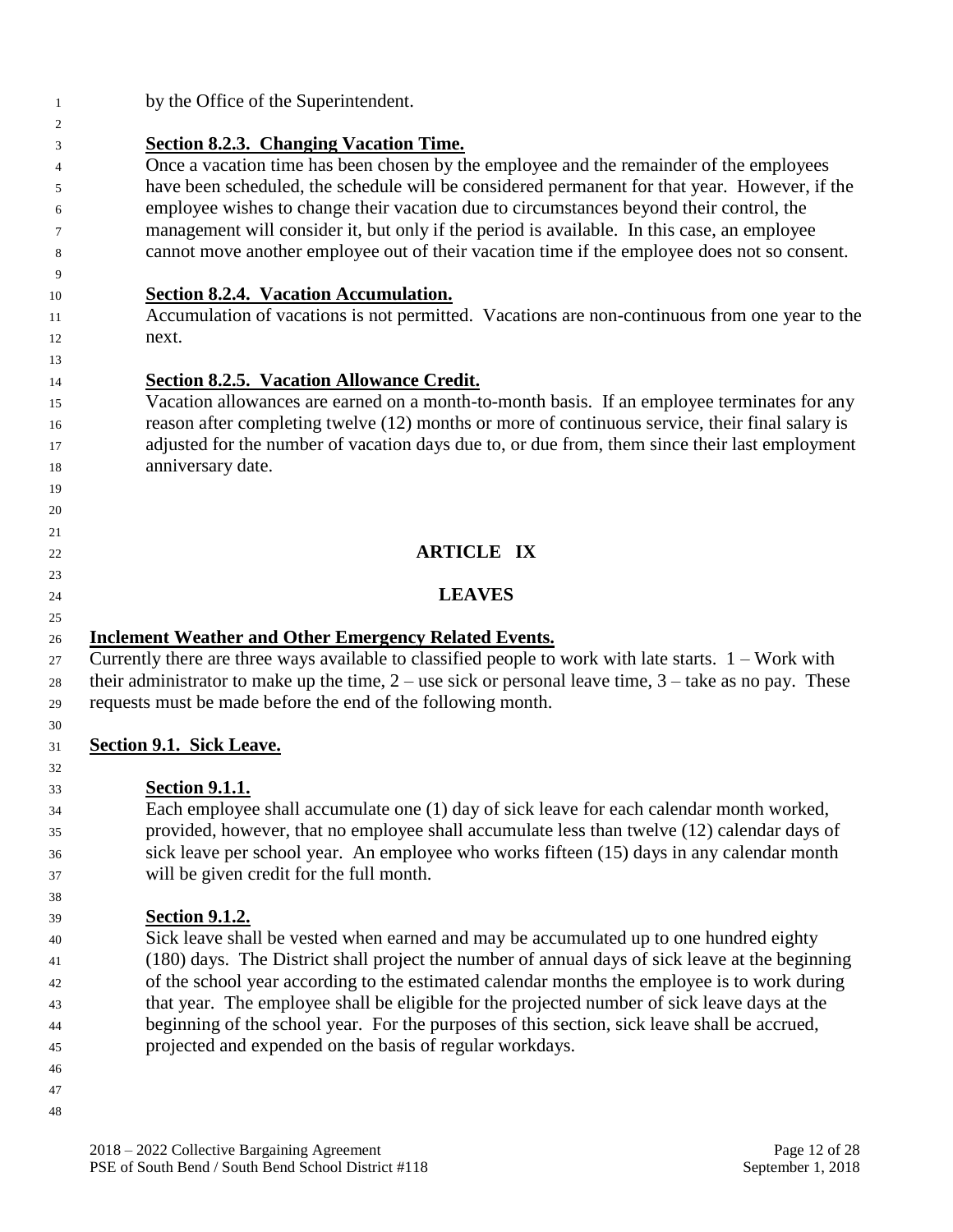by the Office of the Superintendent.

**Section 8.2.3. Changing Vacation Time.**

Once a vacation time has been chosen by the employee and the remainder of the employees have been scheduled, the schedule will be considered permanent for that year. However, if the employee wishes to change their vacation due to circumstances beyond their control, the management will consider it, but only if the period is available. In this case, an employee cannot move another employee out of their vacation time if the employee does not so consent.

**Section 8.2.4. Vacation Accumulation.**

Accumulation of vacations is not permitted. Vacations are non-continuous from one year to the next.

**Section 8.2.5. Vacation Allowance Credit.**

Vacation allowances are earned on a month-to-month basis. If an employee terminates for any reason after completing twelve (12) months or more of continuous service, their final salary is adjusted for the number of vacation days due to, or due from, them since their last employment anniversary date.

# ARTICLE IX

# LEAVES

**Inclement Weather and Other Emergency Related Events.**

Currently there are three ways available to classified people to work with late starts. 1 – Work with their administrator to make up the time, 2 – use sick or personal leave time, 3 – take as no pay. These requests must be made before the end of the following month.

## Section 9.1. Sick Leave.

**Section 9.1.1.**

Each employee shall accumulate one (1) day of sick leave for each calendar month worked, provided, however, that no employee shall accumulate less than twelve (12) calendar days of sick leave per school year. An employee who works fifteen (15) days in any calendar month will be given credit for the full month.

**Section 9.1.2.**

Sick leave shall be vested when earned and may be accumulated up to one hundred eighty (180) days. The District shall project the number of annual days of sick leave at the beginning of the school year according to the estimated calendar months the employee is to work during that year. The employee shall be eligible for the projected number of sick leave days at the beginning of the school year. For the purposes of this section, sick leave shall be accrued, projected and expended on the basis of regular workdays.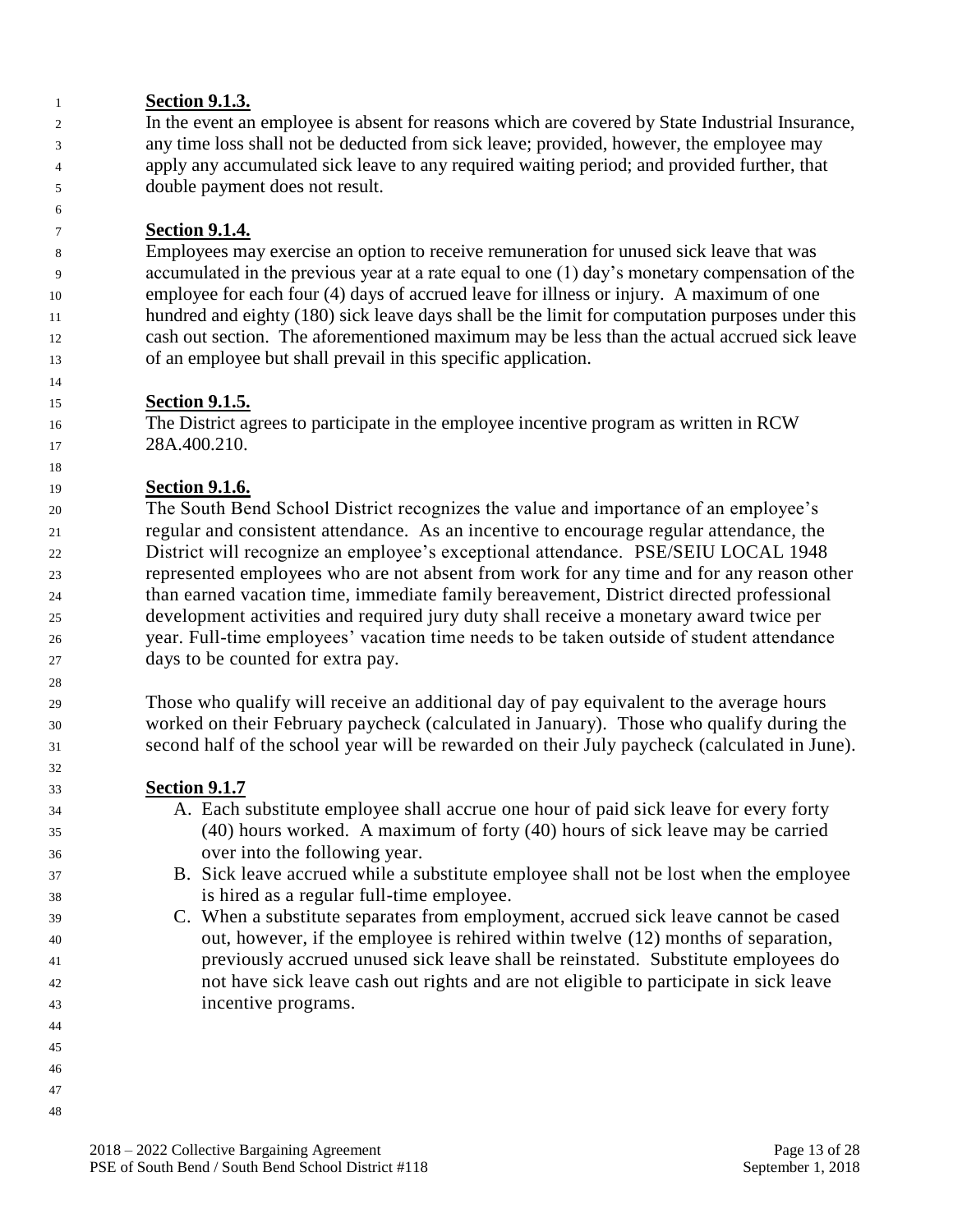**Section 9.1.3.**

In the event an employee is absent for reasons which are covered by State Industrial Insurance, any time loss shall not be deducted from sick leave; provided, however, the employee may apply any accumulated sick leave to any required waiting period; and provided further, that double payment does not result.

**Section 9.1.4.**

Employees may exercise an option to receive remuneration for unused sick leave that was accumulated in the previous year at a rate equal to one (1) day's monetary compensation of the employee for each four (4) days of accrued leave for illness or injury. A maximum of one hundred and eighty (180) sick leave days shall be the limit for computation purposes under this cash out section. The aforementioned maximum may be less than the actual accrued sick leave of an employee but shall prevail in this specific application.

**Section 9.1.5.**

The District agrees to participate in the employee incentive program as written in RCW 28A.400.210.

**Section 9.1.6.**

The South Bend School District recognizes the value and importance of an employee's regular and consistent attendance. As an incentive to encourage regular attendance, the District will recognize an employee's exceptional attendance. PSE/SEIU LOCAL 1948 represented employees who are not absent from work for any time and for any reason other than earned vacation time, immediate family bereavement, District directed professional development activities and required jury duty shall receive a monetary award twice per year. Full-time employees' vacation time needs to be taken outside of student attendance days to be counted for extra pay.

Those who qualify will receive an additional day of pay equivalent to the average hours worked on their February paycheck (calculated in January). Those who qualify during the second half of the school year will be rewarded on their July paycheck (calculated in June).

**Section 9.1.7**

A. Each substitute employee shall accrue one hour of paid sick leave for every forty (40) hours worked. A maximum of forty (40) hours of sick leave may be carried over into the following year.
B. Sick leave accrued while a substitute employee shall not be lost when the employee is hired as a regular full-time employee.
C. When a substitute separates from employment, accrued sick leave cannot be cased out, however, if the employee is rehired within twelve (12) months of separation, previously accrued unused sick leave shall be reinstated. Substitute employees do not have sick leave cash out rights and are not eligible to participate in sick leave incentive programs.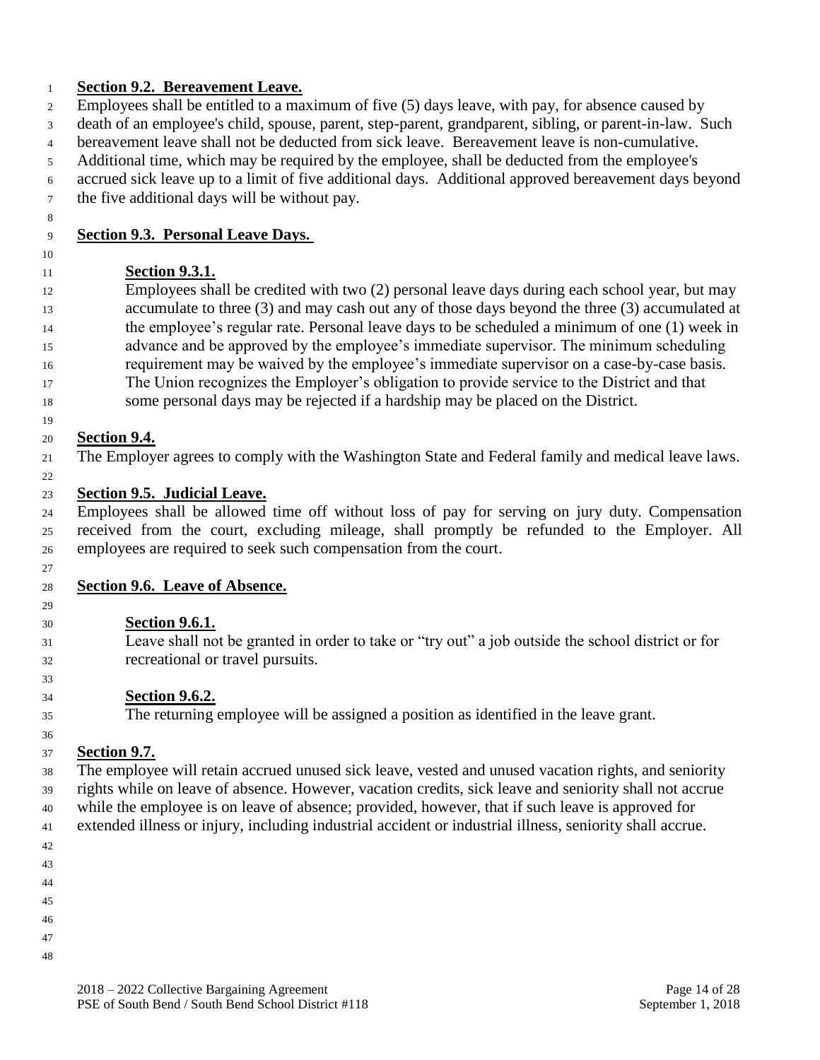**Section 9.2. Bereavement Leave.**

Employees shall be entitled to a maximum of five (5) days leave, with pay, for absence caused by death of an employee's child, spouse, parent, step-parent, grandparent, sibling, or parent-in-law. Such bereavement leave shall not be deducted from sick leave. Bereavement leave is non-cumulative. Additional time, which may be required by the employee, shall be deducted from the employee's accrued sick leave up to a limit of five additional days. Additional approved bereavement days beyond the five additional days will be without pay.

**Section 9.3. Personal Leave Days.**

**Section 9.3.1.**

Employees shall be credited with two (2) personal leave days during each school year, but may accumulate to three (3) and may cash out any of those days beyond the three (3) accumulated at the employee's regular rate. Personal leave days to be scheduled a minimum of one (1) week in advance and be approved by the employee's immediate supervisor. The minimum scheduling requirement may be waived by the employee's immediate supervisor on a case-by-case basis. The Union recognizes the Employer's obligation to provide service to the District and that some personal days may be rejected if a hardship may be placed on the District.

**Section 9.4.**

The Employer agrees to comply with the Washington State and Federal family and medical leave laws.

**Section 9.5. Judicial Leave.**

Employees shall be allowed time off without loss of pay for serving on jury duty. Compensation received from the court, excluding mileage, shall promptly be refunded to the Employer. All employees are required to seek such compensation from the court.

**Section 9.6. Leave of Absence.**

**Section 9.6.1.**

Leave shall not be granted in order to take or "try out" a job outside the school district or for recreational or travel pursuits.

**Section 9.6.2.**

The returning employee will be assigned a position as identified in the leave grant.

**Section 9.7.**

The employee will retain accrued unused sick leave, vested and unused vacation rights, and seniority rights while on leave of absence. However, vacation credits, sick leave and seniority shall not accrue while the employee is on leave of absence; provided, however, that if such leave is approved for extended illness or injury, including industrial accident or industrial illness, seniority shall accrue.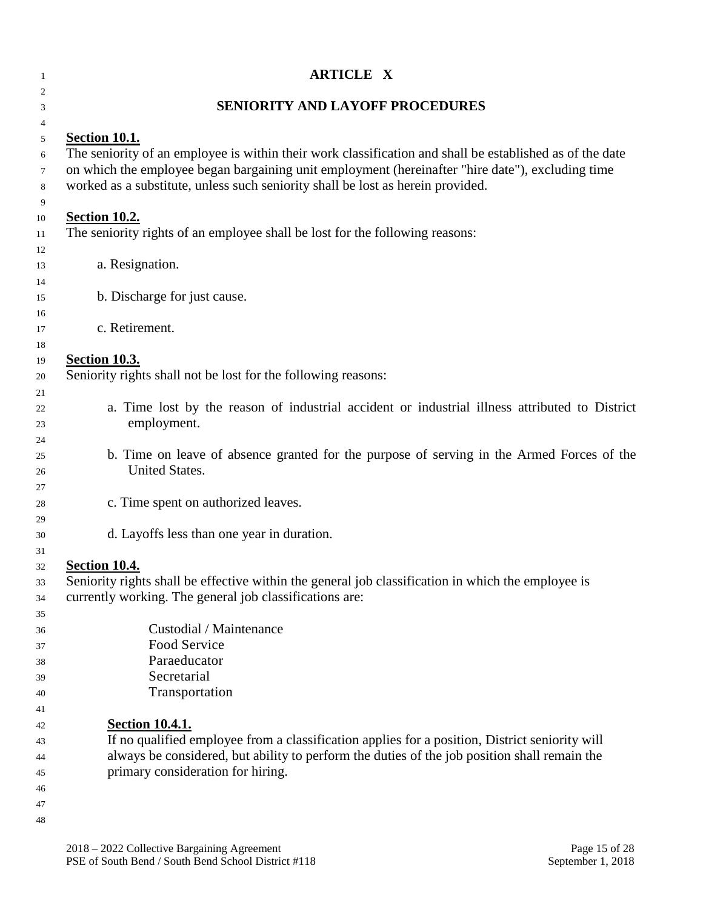# ARTICLE X

## SENIORITY AND LAYOFF PROCEDURES

**Section 10.1.**

The seniority of an employee is within their work classification and shall be established as of the date on which the employee began bargaining unit employment (hereinafter "hire date"), excluding time worked as a substitute, unless such seniority shall be lost as herein provided.

**Section 10.2.**

The seniority rights of an employee shall be lost for the following reasons:

a. Resignation.

b. Discharge for just cause.

c. Retirement.

**Section 10.3.**

Seniority rights shall not be lost for the following reasons:

a. Time lost by the reason of industrial accident or industrial illness attributed to District employment.

b. Time on leave of absence granted for the purpose of serving in the Armed Forces of the United States.

c. Time spent on authorized leaves.

d. Layoffs less than one year in duration.

**Section 10.4.**

Seniority rights shall be effective within the general job classification in which the employee is currently working. The general job classifications are:

Custodial / Maintenance
Food Service
Paraeducator
Secretarial
Transportation

**Section 10.4.1.**

If no qualified employee from a classification applies for a position, District seniority will always be considered, but ability to perform the duties of the job position shall remain the primary consideration for hiring.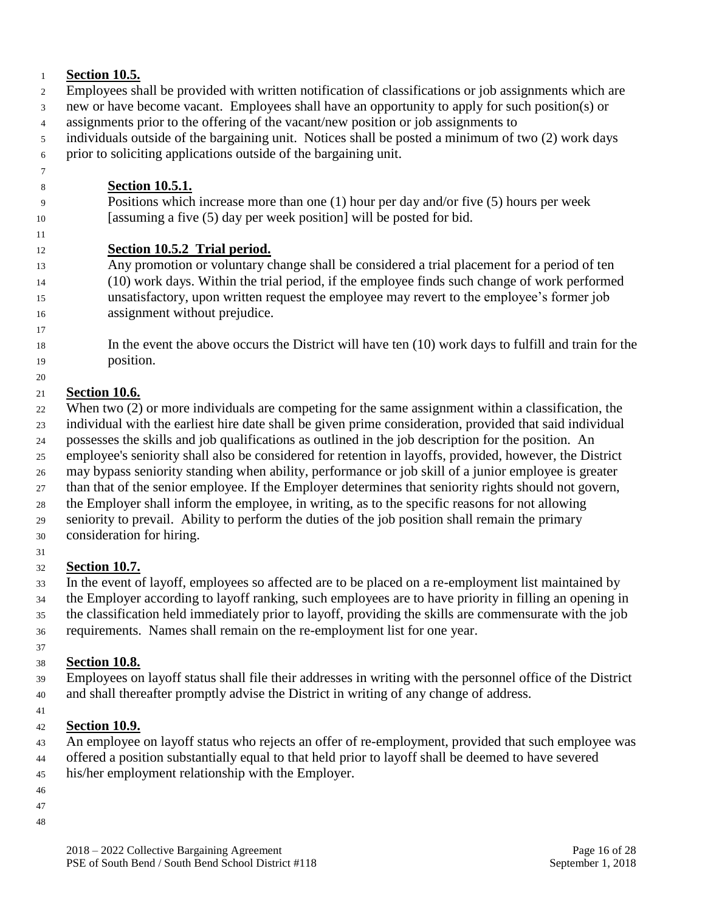**Section 10.5.**

Employees shall be provided with written notification of classifications or job assignments which are new or have become vacant. Employees shall have an opportunity to apply for such position(s) or assignments prior to the offering of the vacant/new position or job assignments to individuals outside of the bargaining unit. Notices shall be posted a minimum of two (2) work days prior to soliciting applications outside of the bargaining unit.

**Section 10.5.1.**

Positions which increase more than one (1) hour per day and/or five (5) hours per week [assuming a five (5) day per week position] will be posted for bid.

**Section 10.5.2 Trial period.**

Any promotion or voluntary change shall be considered a trial placement for a period of ten (10) work days. Within the trial period, if the employee finds such change of work performed unsatisfactory, upon written request the employee may revert to the employee's former job assignment without prejudice.

In the event the above occurs the District will have ten (10) work days to fulfill and train for the position.

**Section 10.6.**

When two (2) or more individuals are competing for the same assignment within a classification, the individual with the earliest hire date shall be given prime consideration, provided that said individual possesses the skills and job qualifications as outlined in the job description for the position. An employee's seniority shall also be considered for retention in layoffs, provided, however, the District may bypass seniority standing when ability, performance or job skill of a junior employee is greater than that of the senior employee. If the Employer determines that seniority rights should not govern, the Employer shall inform the employee, in writing, as to the specific reasons for not allowing seniority to prevail. Ability to perform the duties of the job position shall remain the primary consideration for hiring.

**Section 10.7.**

In the event of layoff, employees so affected are to be placed on a re-employment list maintained by the Employer according to layoff ranking, such employees are to have priority in filling an opening in the classification held immediately prior to layoff, providing the skills are commensurate with the job requirements. Names shall remain on the re-employment list for one year.

**Section 10.8.**

Employees on layoff status shall file their addresses in writing with the personnel office of the District and shall thereafter promptly advise the District in writing of any change of address.

**Section 10.9.**

An employee on layoff status who rejects an offer of re-employment, provided that such employee was offered a position substantially equal to that held prior to layoff shall be deemed to have severed his/her employment relationship with the Employer.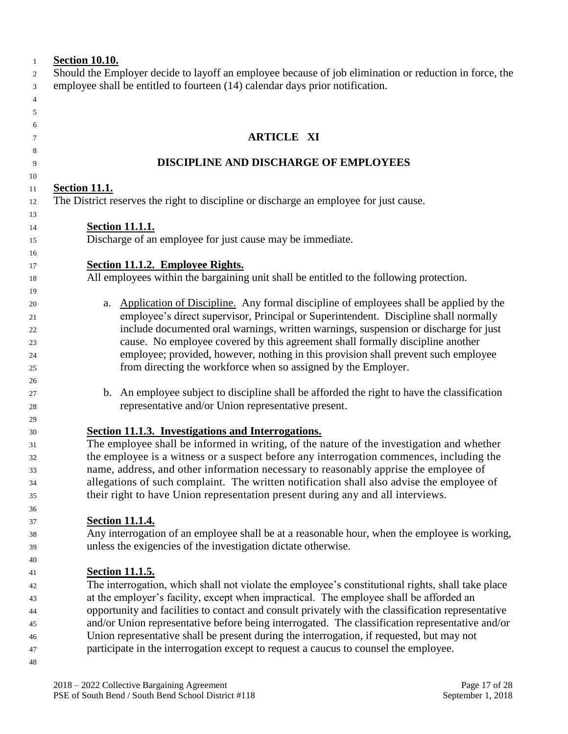**Section 10.10.**
Should the Employer decide to layoff an employee because of job elimination or reduction in force, the employee shall be entitled to fourteen (14) calendar days prior notification.

## ARTICLE XI

## DISCIPLINE AND DISCHARGE OF EMPLOYEES

**Section 11.1.**
The District reserves the right to discipline or discharge an employee for just cause.

**Section 11.1.1.**
Discharge of an employee for just cause may be immediate.

**Section 11.1.2. Employee Rights.**
All employees within the bargaining unit shall be entitled to the following protection.

a. Application of Discipline. Any formal discipline of employees shall be applied by the employee's direct supervisor, Principal or Superintendent. Discipline shall normally include documented oral warnings, written warnings, suspension or discharge for just cause. No employee covered by this agreement shall formally discipline another employee; provided, however, nothing in this provision shall prevent such employee from directing the workforce when so assigned by the Employer.

b. An employee subject to discipline shall be afforded the right to have the classification representative and/or Union representative present.

**Section 11.1.3. Investigations and Interrogations.**
The employee shall be informed in writing, of the nature of the investigation and whether the employee is a witness or a suspect before any interrogation commences, including the name, address, and other information necessary to reasonably apprise the employee of allegations of such complaint. The written notification shall also advise the employee of their right to have Union representation present during any and all interviews.

**Section 11.1.4.**
Any interrogation of an employee shall be at a reasonable hour, when the employee is working, unless the exigencies of the investigation dictate otherwise.

**Section 11.1.5.**
The interrogation, which shall not violate the employee's constitutional rights, shall take place at the employer's facility, except when impractical. The employee shall be afforded an opportunity and facilities to contact and consult privately with the classification representative and/or Union representative before being interrogated. The classification representative and/or Union representative shall be present during the interrogation, if requested, but may not participate in the interrogation except to request a caucus to counsel the employee.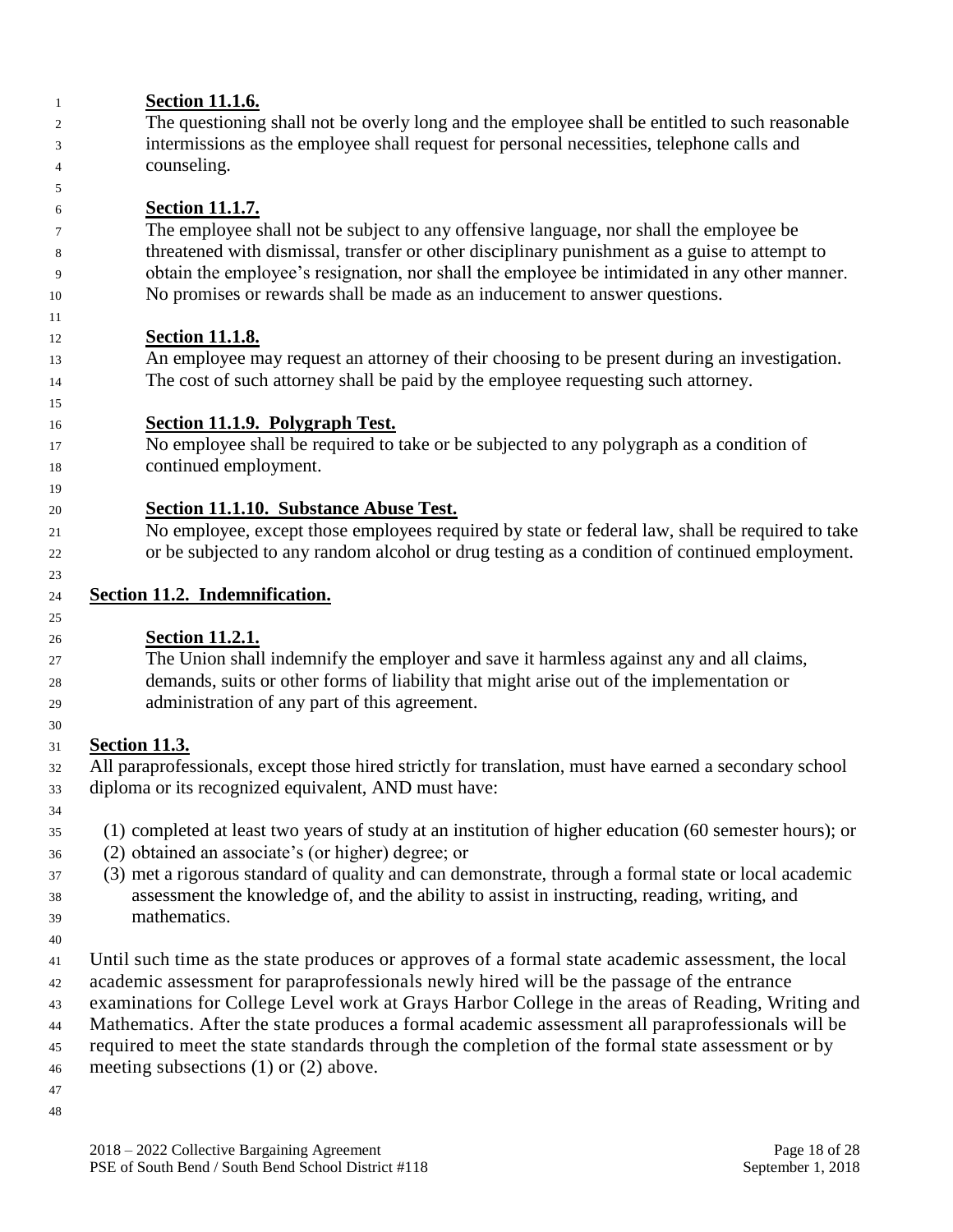**Section 11.1.6.**

The questioning shall not be overly long and the employee shall be entitled to such reasonable intermissions as the employee shall request for personal necessities, telephone calls and counseling.

**Section 11.1.7.**

The employee shall not be subject to any offensive language, nor shall the employee be threatened with dismissal, transfer or other disciplinary punishment as a guise to attempt to obtain the employee's resignation, nor shall the employee be intimidated in any other manner. No promises or rewards shall be made as an inducement to answer questions.

**Section 11.1.8.**

An employee may request an attorney of their choosing to be present during an investigation. The cost of such attorney shall be paid by the employee requesting such attorney.

**Section 11.1.9. Polygraph Test.**

No employee shall be required to take or be subjected to any polygraph as a condition of continued employment.

**Section 11.1.10. Substance Abuse Test.**

No employee, except those employees required by state or federal law, shall be required to take or be subjected to any random alcohol or drug testing as a condition of continued employment.

## Section 11.2. Indemnification.

**Section 11.2.1.**

The Union shall indemnify the employer and save it harmless against any and all claims, demands, suits or other forms of liability that might arise out of the implementation or administration of any part of this agreement.

## Section 11.3.

All paraprofessionals, except those hired strictly for translation, must have earned a secondary school diploma or its recognized equivalent, AND must have:

(1) completed at least two years of study at an institution of higher education (60 semester hours); or
(2) obtained an associate's (or higher) degree; or
(3) met a rigorous standard of quality and can demonstrate, through a formal state or local academic assessment the knowledge of, and the ability to assist in instructing, reading, writing, and mathematics.

Until such time as the state produces or approves of a formal state academic assessment, the local academic assessment for paraprofessionals newly hired will be the passage of the entrance examinations for College Level work at Grays Harbor College in the areas of Reading, Writing and Mathematics. After the state produces a formal academic assessment all paraprofessionals will be required to meet the state standards through the completion of the formal state assessment or by meeting subsections (1) or (2) above.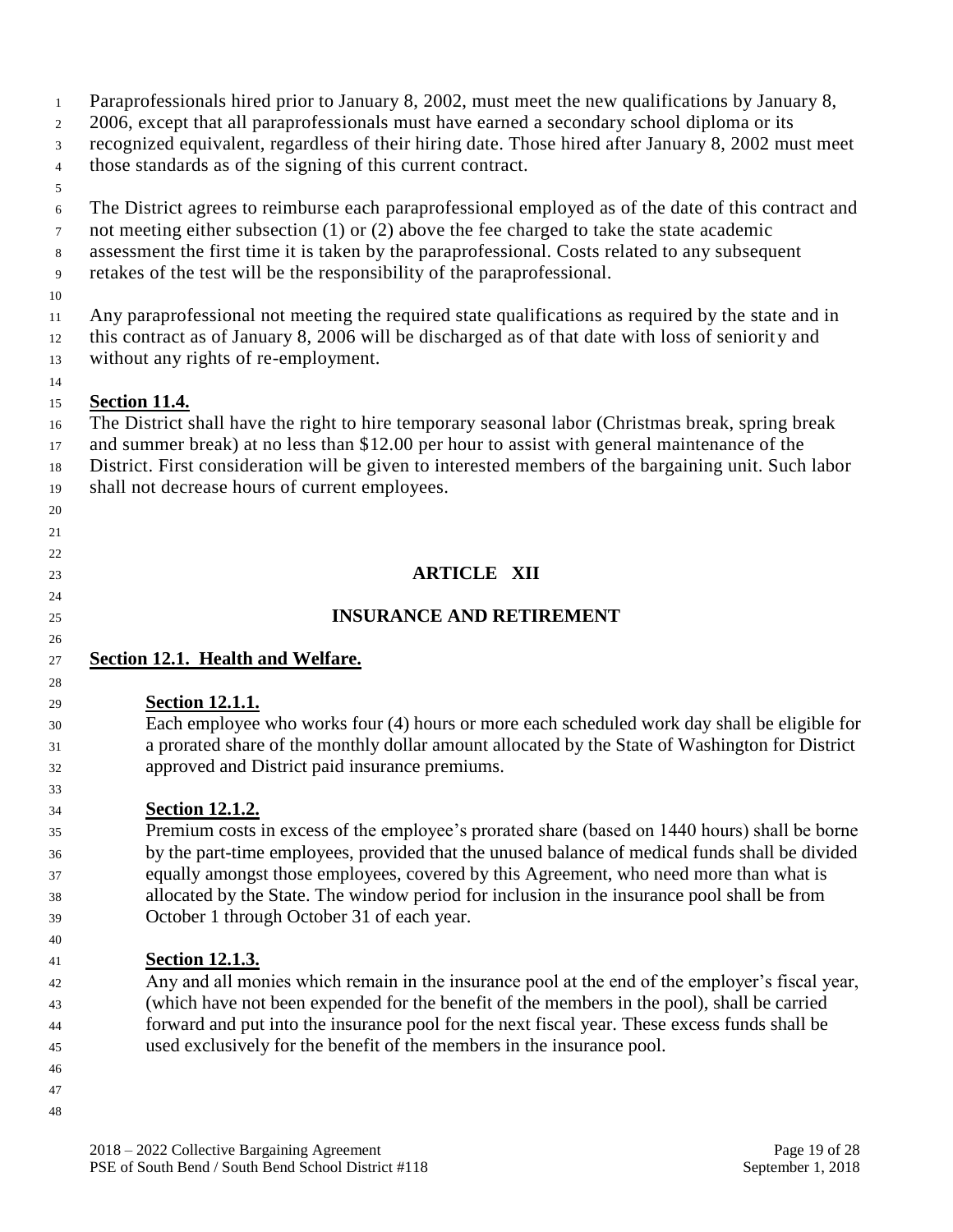Paraprofessionals hired prior to January 8, 2002, must meet the new qualifications by January 8, 2006, except that all paraprofessionals must have earned a secondary school diploma or its recognized equivalent, regardless of their hiring date. Those hired after January 8, 2002 must meet those standards as of the signing of this current contract.

The District agrees to reimburse each paraprofessional employed as of the date of this contract and not meeting either subsection (1) or (2) above the fee charged to take the state academic assessment the first time it is taken by the paraprofessional. Costs related to any subsequent retakes of the test will be the responsibility of the paraprofessional.

Any paraprofessional not meeting the required state qualifications as required by the state and in this contract as of January 8, 2006 will be discharged as of that date with loss of seniority and without any rights of re-employment.

**Section 11.4.**

The District shall have the right to hire temporary seasonal labor (Christmas break, spring break and summer break) at no less than $12.00 per hour to assist with general maintenance of the District. First consideration will be given to interested members of the bargaining unit. Such labor shall not decrease hours of current employees.

# ARTICLE XII

# INSURANCE AND RETIREMENT

## Section 12.1. Health and Welfare.

**Section 12.1.1.**

Each employee who works four (4) hours or more each scheduled work day shall be eligible for a prorated share of the monthly dollar amount allocated by the State of Washington for District approved and District paid insurance premiums.

**Section 12.1.2.**

Premium costs in excess of the employee's prorated share (based on 1440 hours) shall be borne by the part-time employees, provided that the unused balance of medical funds shall be divided equally amongst those employees, covered by this Agreement, who need more than what is allocated by the State. The window period for inclusion in the insurance pool shall be from October 1 through October 31 of each year.

**Section 12.1.3.**

Any and all monies which remain in the insurance pool at the end of the employer's fiscal year, (which have not been expended for the benefit of the members in the pool), shall be carried forward and put into the insurance pool for the next fiscal year. These excess funds shall be used exclusively for the benefit of the members in the insurance pool.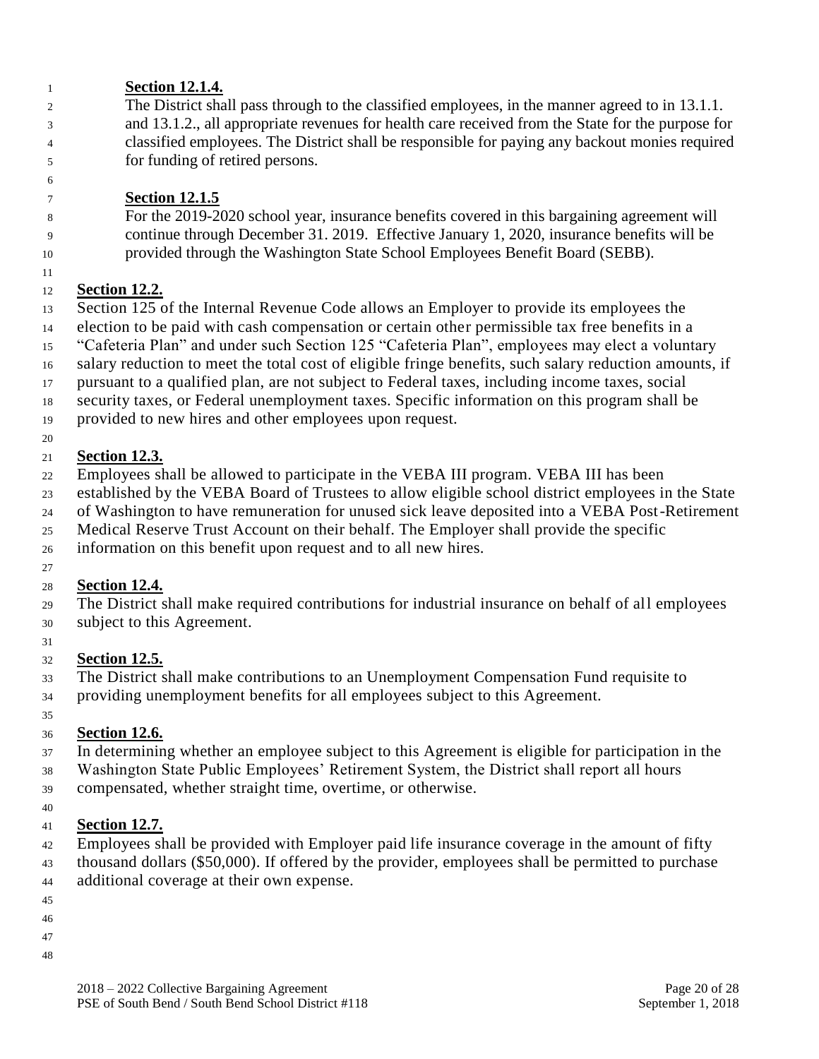**Section 12.1.4.**

The District shall pass through to the classified employees, in the manner agreed to in 13.1.1. and 13.1.2., all appropriate revenues for health care received from the State for the purpose for classified employees. The District shall be responsible for paying any backout monies required for funding of retired persons.

**Section 12.1.5**

For the 2019-2020 school year, insurance benefits covered in this bargaining agreement will continue through December 31. 2019. Effective January 1, 2020, insurance benefits will be provided through the Washington State School Employees Benefit Board (SEBB).

**Section 12.2.**

Section 125 of the Internal Revenue Code allows an Employer to provide its employees the election to be paid with cash compensation or certain other permissible tax free benefits in a "Cafeteria Plan" and under such Section 125 "Cafeteria Plan", employees may elect a voluntary salary reduction to meet the total cost of eligible fringe benefits, such salary reduction amounts, if pursuant to a qualified plan, are not subject to Federal taxes, including income taxes, social security taxes, or Federal unemployment taxes. Specific information on this program shall be provided to new hires and other employees upon request.

**Section 12.3.**

Employees shall be allowed to participate in the VEBA III program. VEBA III has been established by the VEBA Board of Trustees to allow eligible school district employees in the State of Washington to have remuneration for unused sick leave deposited into a VEBA Post-Retirement Medical Reserve Trust Account on their behalf. The Employer shall provide the specific information on this benefit upon request and to all new hires.

**Section 12.4.**

The District shall make required contributions for industrial insurance on behalf of all employees subject to this Agreement.

**Section 12.5.**

The District shall make contributions to an Unemployment Compensation Fund requisite to providing unemployment benefits for all employees subject to this Agreement.

**Section 12.6.**

In determining whether an employee subject to this Agreement is eligible for participation in the Washington State Public Employees' Retirement System, the District shall report all hours compensated, whether straight time, overtime, or otherwise.

**Section 12.7.**

Employees shall be provided with Employer paid life insurance coverage in the amount of fifty thousand dollars ($50,000). If offered by the provider, employees shall be permitted to purchase additional coverage at their own expense.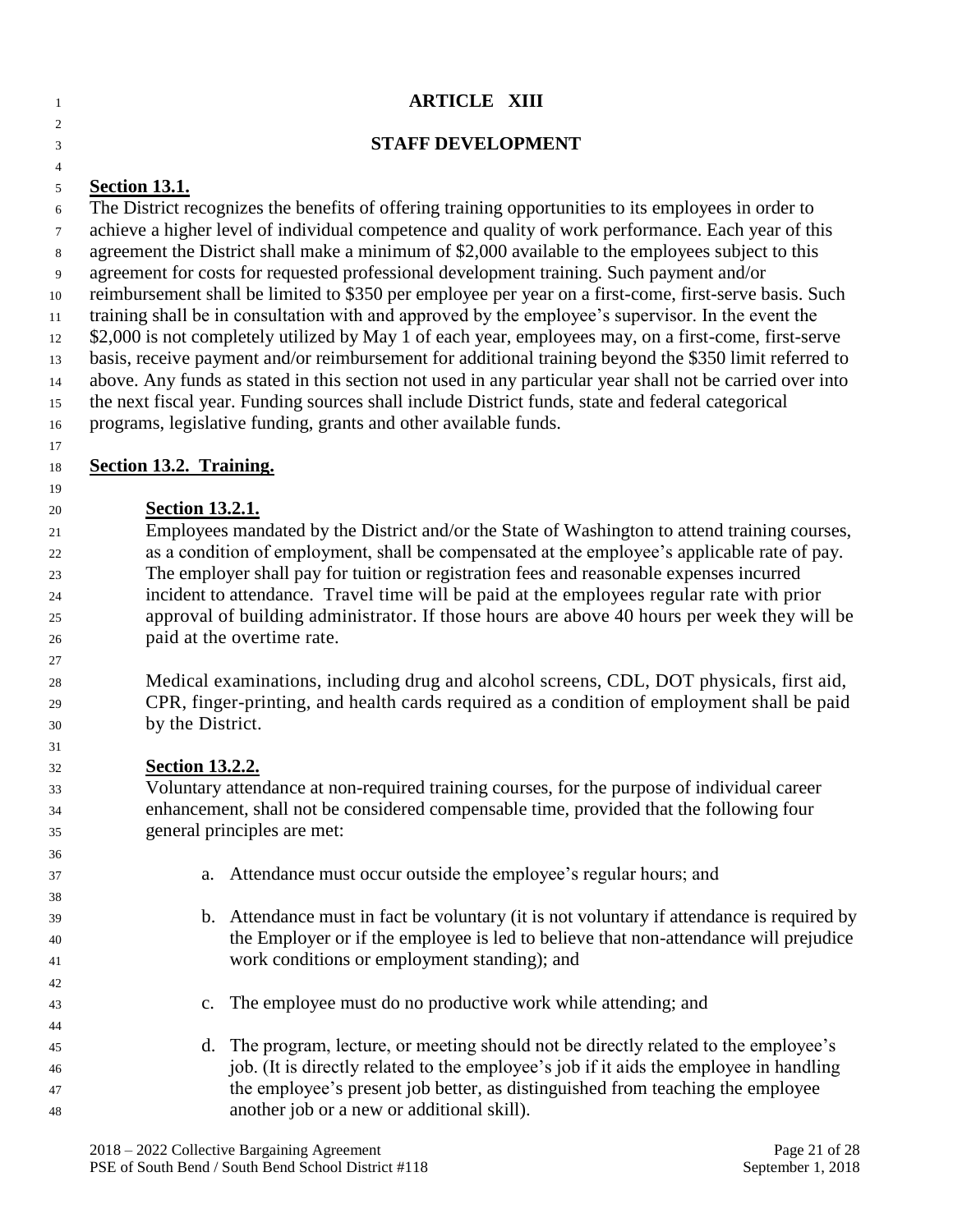# ARTICLE XIII

## STAFF DEVELOPMENT

**Section 13.1.**

The District recognizes the benefits of offering training opportunities to its employees in order to achieve a higher level of individual competence and quality of work performance. Each year of this agreement the District shall make a minimum of $2,000 available to the employees subject to this agreement for costs for requested professional development training. Such payment and/or reimbursement shall be limited to $350 per employee per year on a first-come, first-serve basis. Such training shall be in consultation with and approved by the employee's supervisor. In the event the $2,000 is not completely utilized by May 1 of each year, employees may, on a first-come, first-serve basis, receive payment and/or reimbursement for additional training beyond the $350 limit referred to above. Any funds as stated in this section not used in any particular year shall not be carried over into the next fiscal year. Funding sources shall include District funds, state and federal categorical programs, legislative funding, grants and other available funds.

**Section 13.2. Training.**

**Section 13.2.1.**

Employees mandated by the District and/or the State of Washington to attend training courses, as a condition of employment, shall be compensated at the employee's applicable rate of pay. The employer shall pay for tuition or registration fees and reasonable expenses incurred incident to attendance. Travel time will be paid at the employees regular rate with prior approval of building administrator. If those hours are above 40 hours per week they will be paid at the overtime rate.

Medical examinations, including drug and alcohol screens, CDL, DOT physicals, first aid, CPR, finger-printing, and health cards required as a condition of employment shall be paid by the District.

**Section 13.2.2.**

Voluntary attendance at non-required training courses, for the purpose of individual career enhancement, shall not be considered compensable time, provided that the following four general principles are met:

a. Attendance must occur outside the employee's regular hours; and

b. Attendance must in fact be voluntary (it is not voluntary if attendance is required by the Employer or if the employee is led to believe that non-attendance will prejudice work conditions or employment standing); and

c. The employee must do no productive work while attending; and

d. The program, lecture, or meeting should not be directly related to the employee's job. (It is directly related to the employee's job if it aids the employee in handling the employee's present job better, as distinguished from teaching the employee another job or a new or additional skill).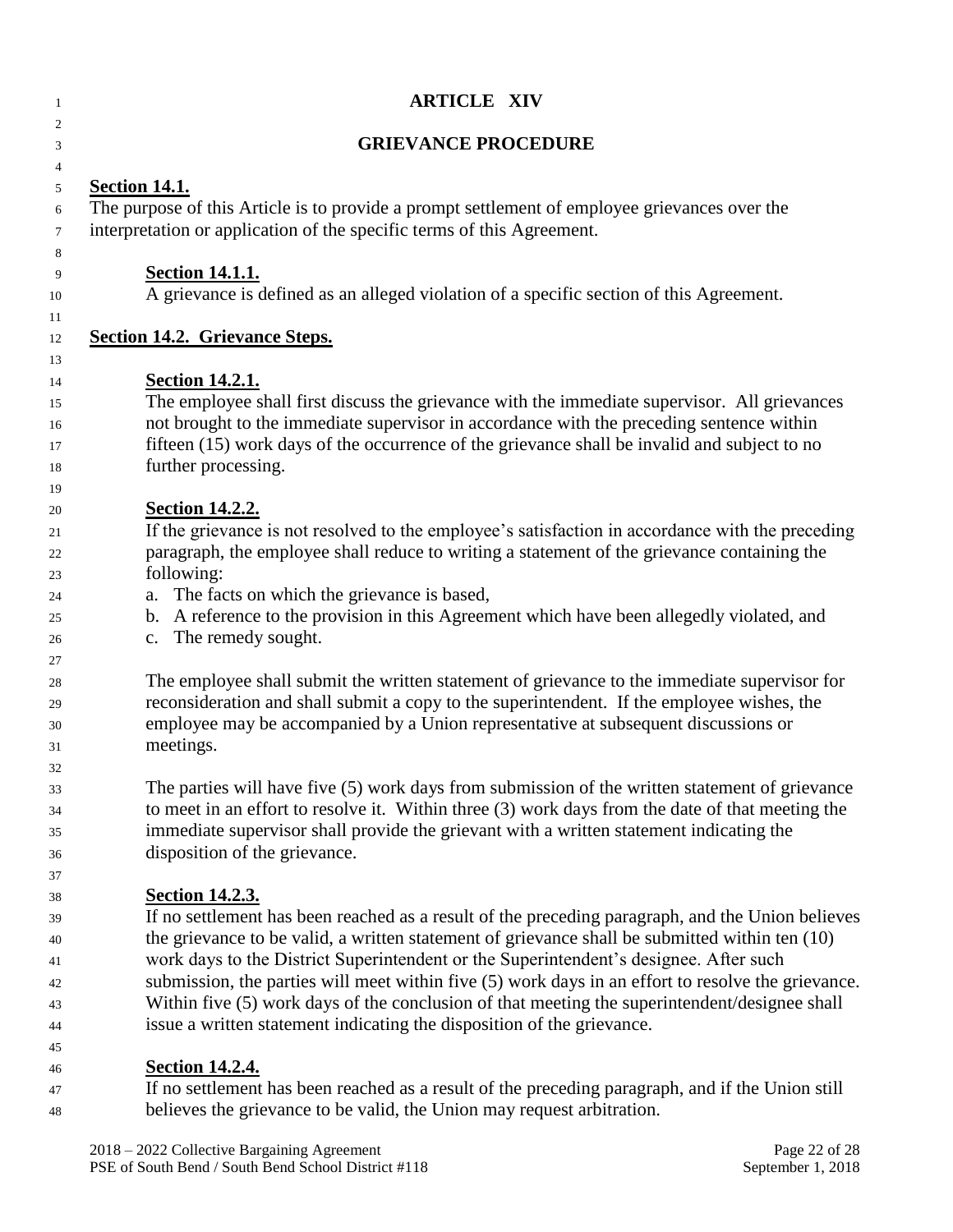# ARTICLE XIV

## GRIEVANCE PROCEDURE

**Section 14.1.**
The purpose of this Article is to provide a prompt settlement of employee grievances over the interpretation or application of the specific terms of this Agreement.

**Section 14.1.1.**
A grievance is defined as an alleged violation of a specific section of this Agreement.

**Section 14.2. Grievance Steps.**

**Section 14.2.1.**
The employee shall first discuss the grievance with the immediate supervisor. All grievances not brought to the immediate supervisor in accordance with the preceding sentence within fifteen (15) work days of the occurrence of the grievance shall be invalid and subject to no further processing.

**Section 14.2.2.**
If the grievance is not resolved to the employee's satisfaction in accordance with the preceding paragraph, the employee shall reduce to writing a statement of the grievance containing the following:

a. The facts on which the grievance is based,
b. A reference to the provision in this Agreement which have been allegedly violated, and
c. The remedy sought.

The employee shall submit the written statement of grievance to the immediate supervisor for reconsideration and shall submit a copy to the superintendent. If the employee wishes, the employee may be accompanied by a Union representative at subsequent discussions or meetings.

The parties will have five (5) work days from submission of the written statement of grievance to meet in an effort to resolve it. Within three (3) work days from the date of that meeting the immediate supervisor shall provide the grievant with a written statement indicating the disposition of the grievance.

**Section 14.2.3.**
If no settlement has been reached as a result of the preceding paragraph, and the Union believes the grievance to be valid, a written statement of grievance shall be submitted within ten (10) work days to the District Superintendent or the Superintendent's designee. After such submission, the parties will meet within five (5) work days in an effort to resolve the grievance. Within five (5) work days of the conclusion of that meeting the superintendent/designee shall issue a written statement indicating the disposition of the grievance.

**Section 14.2.4.**
If no settlement has been reached as a result of the preceding paragraph, and if the Union still believes the grievance to be valid, the Union may request arbitration.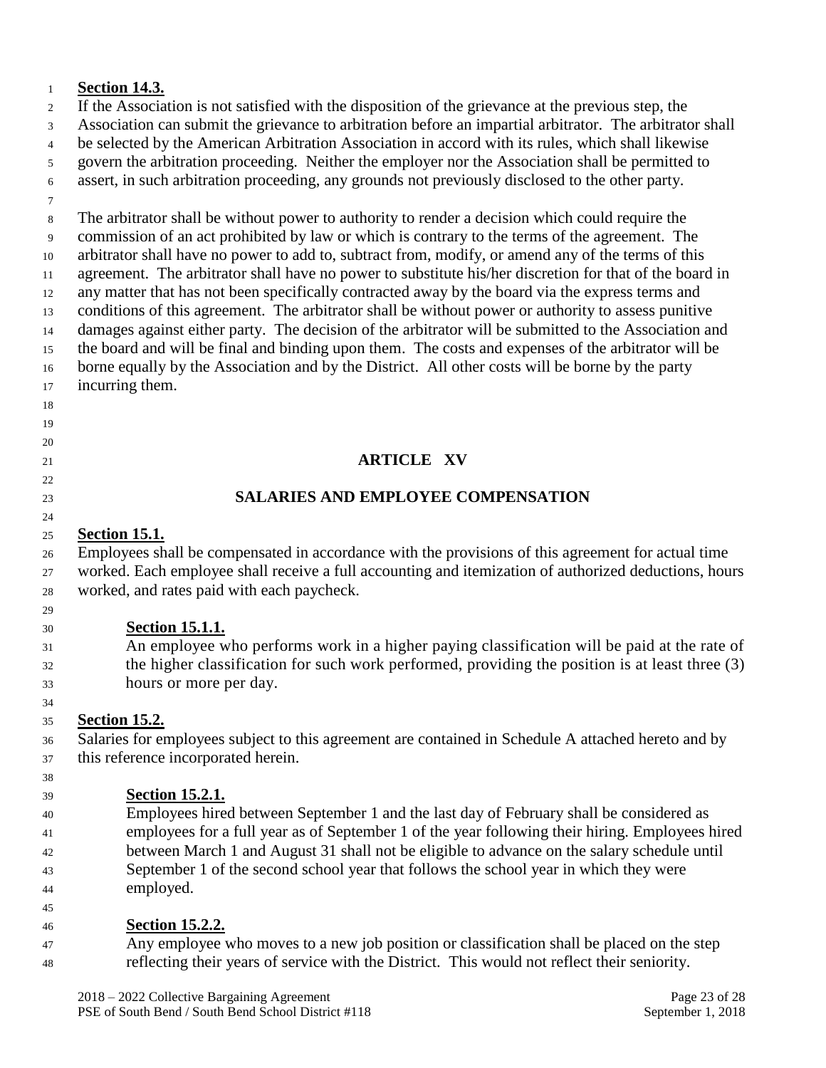**Section 14.3.**

If the Association is not satisfied with the disposition of the grievance at the previous step, the Association can submit the grievance to arbitration before an impartial arbitrator. The arbitrator shall be selected by the American Arbitration Association in accord with its rules, which shall likewise govern the arbitration proceeding. Neither the employer nor the Association shall be permitted to assert, in such arbitration proceeding, any grounds not previously disclosed to the other party.

The arbitrator shall be without power to authority to render a decision which could require the commission of an act prohibited by law or which is contrary to the terms of the agreement. The arbitrator shall have no power to add to, subtract from, modify, or amend any of the terms of this agreement. The arbitrator shall have no power to substitute his/her discretion for that of the board in any matter that has not been specifically contracted away by the board via the express terms and conditions of this agreement. The arbitrator shall be without power or authority to assess punitive damages against either party. The decision of the arbitrator will be submitted to the Association and the board and will be final and binding upon them. The costs and expenses of the arbitrator will be borne equally by the Association and by the District. All other costs will be borne by the party incurring them.

# ARTICLE XV

# SALARIES AND EMPLOYEE COMPENSATION

**Section 15.1.**

Employees shall be compensated in accordance with the provisions of this agreement for actual time worked. Each employee shall receive a full accounting and itemization of authorized deductions, hours worked, and rates paid with each paycheck.

**Section 15.1.1.**

An employee who performs work in a higher paying classification will be paid at the rate of the higher classification for such work performed, providing the position is at least three (3) hours or more per day.

**Section 15.2.**

Salaries for employees subject to this agreement are contained in Schedule A attached hereto and by this reference incorporated herein.

**Section 15.2.1.**

Employees hired between September 1 and the last day of February shall be considered as employees for a full year as of September 1 of the year following their hiring. Employees hired between March 1 and August 31 shall not be eligible to advance on the salary schedule until September 1 of the second school year that follows the school year in which they were employed.

**Section 15.2.2.**

Any employee who moves to a new job position or classification shall be placed on the step reflecting their years of service with the District. This would not reflect their seniority.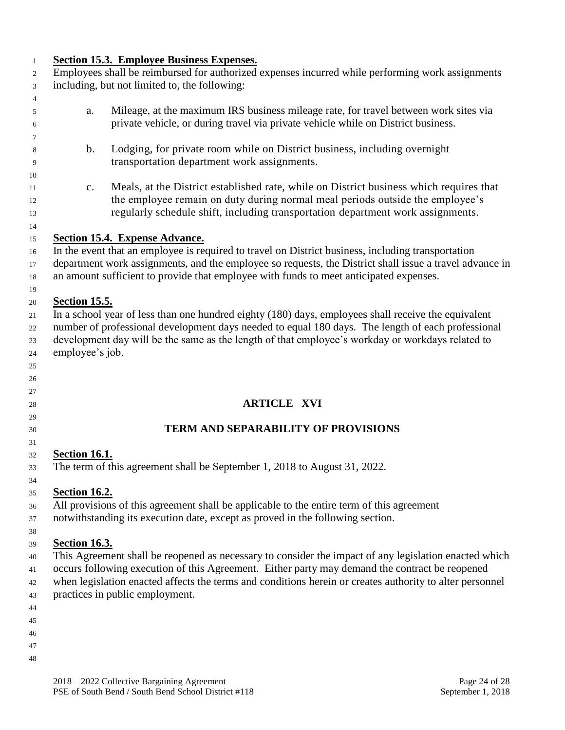**Section 15.3. Employee Business Expenses.**

Employees shall be reimbursed for authorized expenses incurred while performing work assignments including, but not limited to, the following:

a. Mileage, at the maximum IRS business mileage rate, for travel between work sites via private vehicle, or during travel via private vehicle while on District business.

b. Lodging, for private room while on District business, including overnight transportation department work assignments.

c. Meals, at the District established rate, while on District business which requires that the employee remain on duty during normal meal periods outside the employee's regularly schedule shift, including transportation department work assignments.

**Section 15.4. Expense Advance.**

In the event that an employee is required to travel on District business, including transportation department work assignments, and the employee so requests, the District shall issue a travel advance in an amount sufficient to provide that employee with funds to meet anticipated expenses.

**Section 15.5.**

In a school year of less than one hundred eighty (180) days, employees shall receive the equivalent number of professional development days needed to equal 180 days. The length of each professional development day will be the same as the length of that employee's workday or workdays related to employee's job.

## ARTICLE XVI

## TERM AND SEPARABILITY OF PROVISIONS

**Section 16.1.**

The term of this agreement shall be September 1, 2018 to August 31, 2022.

**Section 16.2.**

All provisions of this agreement shall be applicable to the entire term of this agreement notwithstanding its execution date, except as proved in the following section.

**Section 16.3.**

This Agreement shall be reopened as necessary to consider the impact of any legislation enacted which occurs following execution of this Agreement. Either party may demand the contract be reopened when legislation enacted affects the terms and conditions herein or creates authority to alter personnel practices in public employment.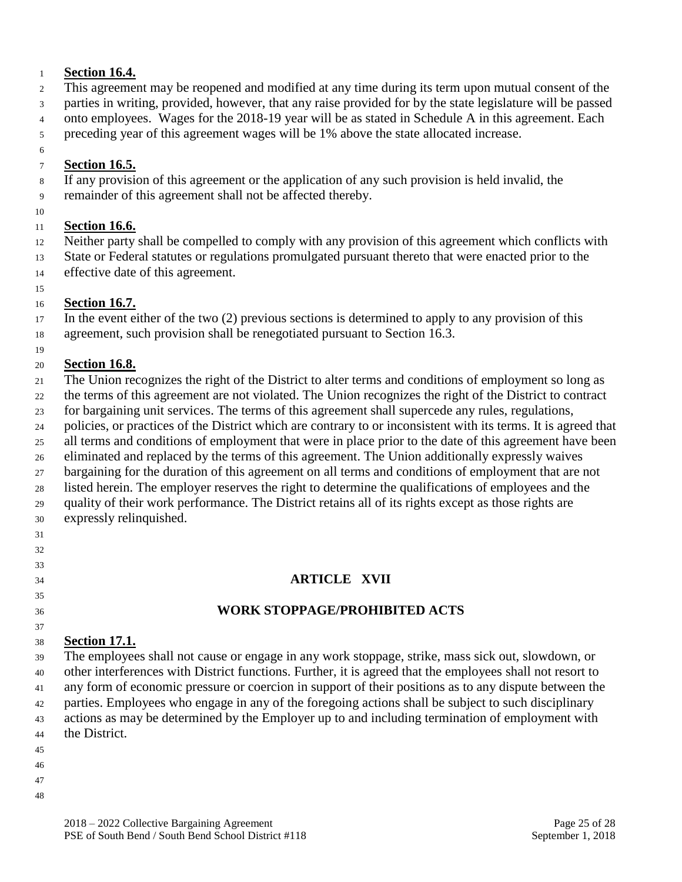**Section 16.4.**

This agreement may be reopened and modified at any time during its term upon mutual consent of the parties in writing, provided, however, that any raise provided for by the state legislature will be passed onto employees. Wages for the 2018-19 year will be as stated in Schedule A in this agreement. Each preceding year of this agreement wages will be 1% above the state allocated increase.

**Section 16.5.**

If any provision of this agreement or the application of any such provision is held invalid, the remainder of this agreement shall not be affected thereby.

**Section 16.6.**

Neither party shall be compelled to comply with any provision of this agreement which conflicts with State or Federal statutes or regulations promulgated pursuant thereto that were enacted prior to the effective date of this agreement.

**Section 16.7.**

In the event either of the two (2) previous sections is determined to apply to any provision of this agreement, such provision shall be renegotiated pursuant to Section 16.3.

**Section 16.8.**

The Union recognizes the right of the District to alter terms and conditions of employment so long as the terms of this agreement are not violated. The Union recognizes the right of the District to contract for bargaining unit services. The terms of this agreement shall supercede any rules, regulations, policies, or practices of the District which are contrary to or inconsistent with its terms. It is agreed that all terms and conditions of employment that were in place prior to the date of this agreement have been eliminated and replaced by the terms of this agreement. The Union additionally expressly waives bargaining for the duration of this agreement on all terms and conditions of employment that are not listed herein. The employer reserves the right to determine the qualifications of employees and the quality of their work performance. The District retains all of its rights except as those rights are expressly relinquished.

## ARTICLE XVII

## WORK STOPPAGE/PROHIBITED ACTS

**Section 17.1.**

The employees shall not cause or engage in any work stoppage, strike, mass sick out, slowdown, or other interferences with District functions. Further, it is agreed that the employees shall not resort to any form of economic pressure or coercion in support of their positions as to any dispute between the parties. Employees who engage in any of the foregoing actions shall be subject to such disciplinary actions as may be determined by the Employer up to and including termination of employment with the District.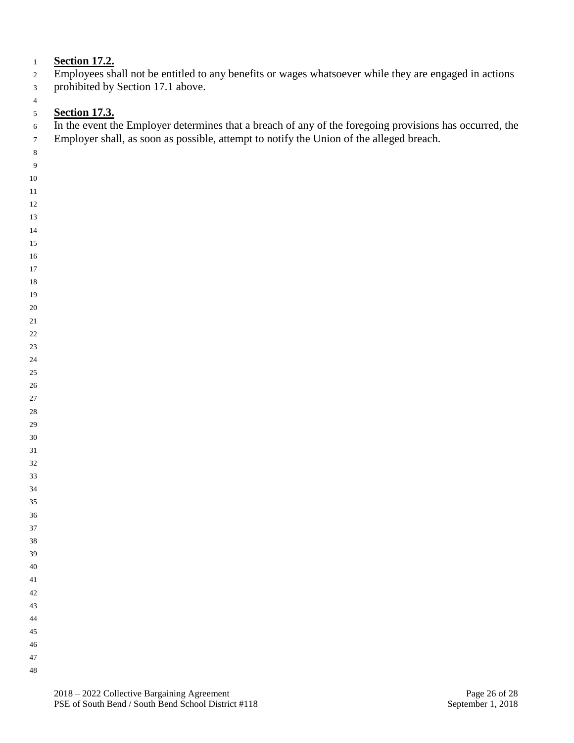**Section 17.2.**

Employees shall not be entitled to any benefits or wages whatsoever while they are engaged in actions prohibited by Section 17.1 above.

**Section 17.3.**

In the event the Employer determines that a breach of any of the foregoing provisions has occurred, the Employer shall, as soon as possible, attempt to notify the Union of the alleged breach.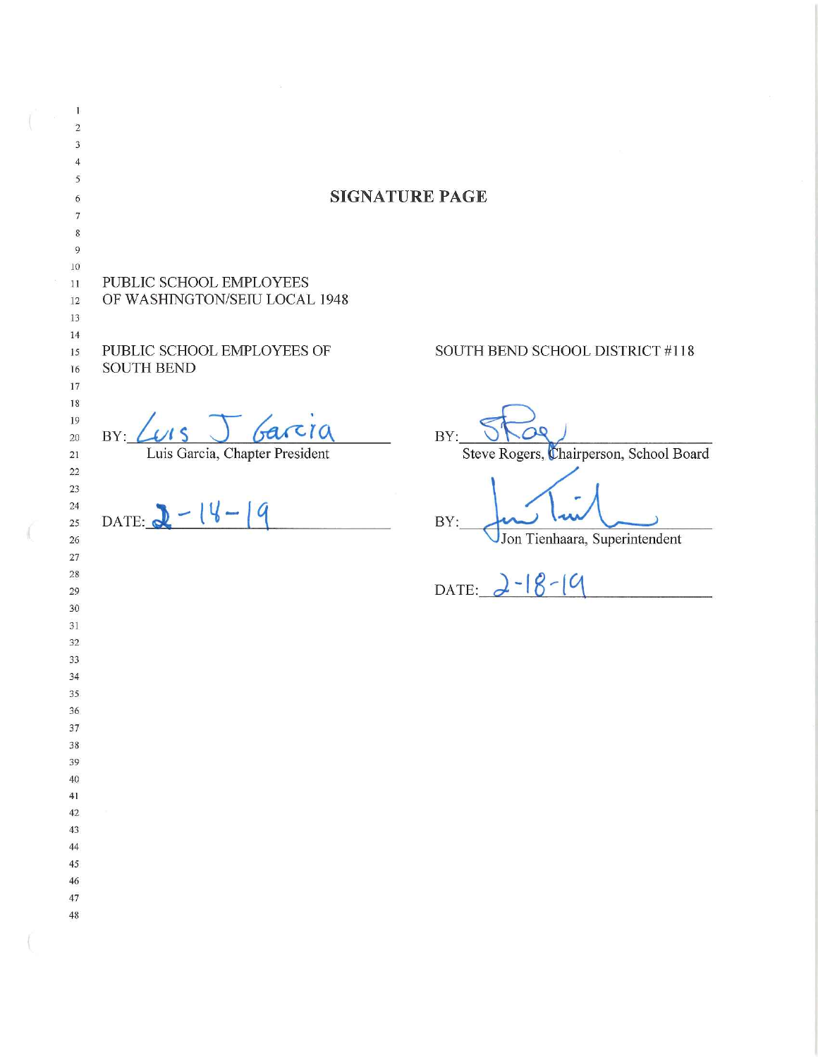## SIGNATURE PAGE

PUBLIC SCHOOL EMPLOYEES
OF WASHINGTON/SEIU LOCAL 1948

PUBLIC SCHOOL EMPLOYEES OF
SOUTH BEND

BY: Luis J Garcia
Luis Garcia, Chapter President

DATE: 2-14-19

SOUTH BEND SCHOOL DISTRICT #118

BY: ____________________
Steve Rogers, Chairperson, School Board

BY: ____________________
Jon Tienhaara, Superintendent

DATE: 2-18-19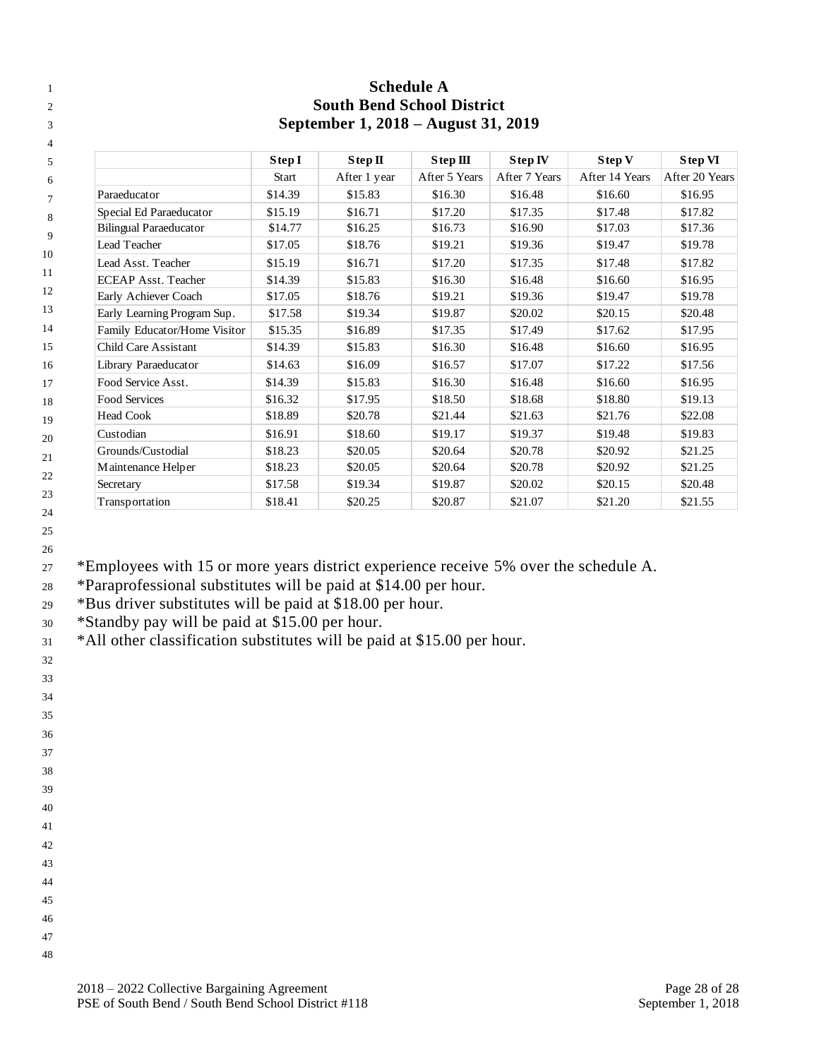# Schedule A
## South Bend School District
## September 1, 2018 – August 31, 2019

| | Step I | Step II | Step III | Step IV | Step V | Step VI |
|---|---|---|---|---|---|---|
| | Start | After 1 year | After 5 Years | After 7 Years | After 14 Years | After 20 Years |
| Paraeducator | $14.39 | $15.83 | $16.30 | $16.48 | $16.60 | $16.95 |
| Special Ed Paraeducator | $15.19 | $16.71 | $17.20 | $17.35 | $17.48 | $17.82 |
| Bilingual Paraeducator | $14.77 | $16.25 | $16.73 | $16.90 | $17.03 | $17.36 |
| Lead Teacher | $17.05 | $18.76 | $19.21 | $19.36 | $19.47 | $19.78 |
| Lead Asst. Teacher | $15.19 | $16.71 | $17.20 | $17.35 | $17.48 | $17.82 |
| ECEAP Asst. Teacher | $14.39 | $15.83 | $16.30 | $16.48 | $16.60 | $16.95 |
| Early Achiever Coach | $17.05 | $18.76 | $19.21 | $19.36 | $19.47 | $19.78 |
| Early Learning Program Sup. | $17.58 | $19.34 | $19.87 | $20.02 | $20.15 | $20.48 |
| Family Educator/Home Visitor | $15.35 | $16.89 | $17.35 | $17.49 | $17.62 | $17.95 |
| Child Care Assistant | $14.39 | $15.83 | $16.30 | $16.48 | $16.60 | $16.95 |
| Library Paraeducator | $14.63 | $16.09 | $16.57 | $17.07 | $17.22 | $17.56 |
| Food Service Asst. | $14.39 | $15.83 | $16.30 | $16.48 | $16.60 | $16.95 |
| Food Services | $16.32 | $17.95 | $18.50 | $18.68 | $18.80 | $19.13 |
| Head Cook | $18.89 | $20.78 | $21.44 | $21.63 | $21.76 | $22.08 |
| Custodian | $16.91 | $18.60 | $19.17 | $19.37 | $19.48 | $19.83 |
| Grounds/Custodial | $18.23 | $20.05 | $20.64 | $20.78 | $20.92 | $21.25 |
| Maintenance Helper | $18.23 | $20.05 | $20.64 | $20.78 | $20.92 | $21.25 |
| Secretary | $17.58 | $19.34 | $19.87 | $20.02 | $20.15 | $20.48 |
| Transportation | $18.41 | $20.25 | $20.87 | $21.07 | $21.20 | $21.55 |

*Employees with 15 or more years district experience receive 5% over the schedule A.
*Paraprofessional substitutes will be paid at $14.00 per hour.
*Bus driver substitutes will be paid at $18.00 per hour.
*Standby pay will be paid at $15.00 per hour.
*All other classification substitutes will be paid at $15.00 per hour.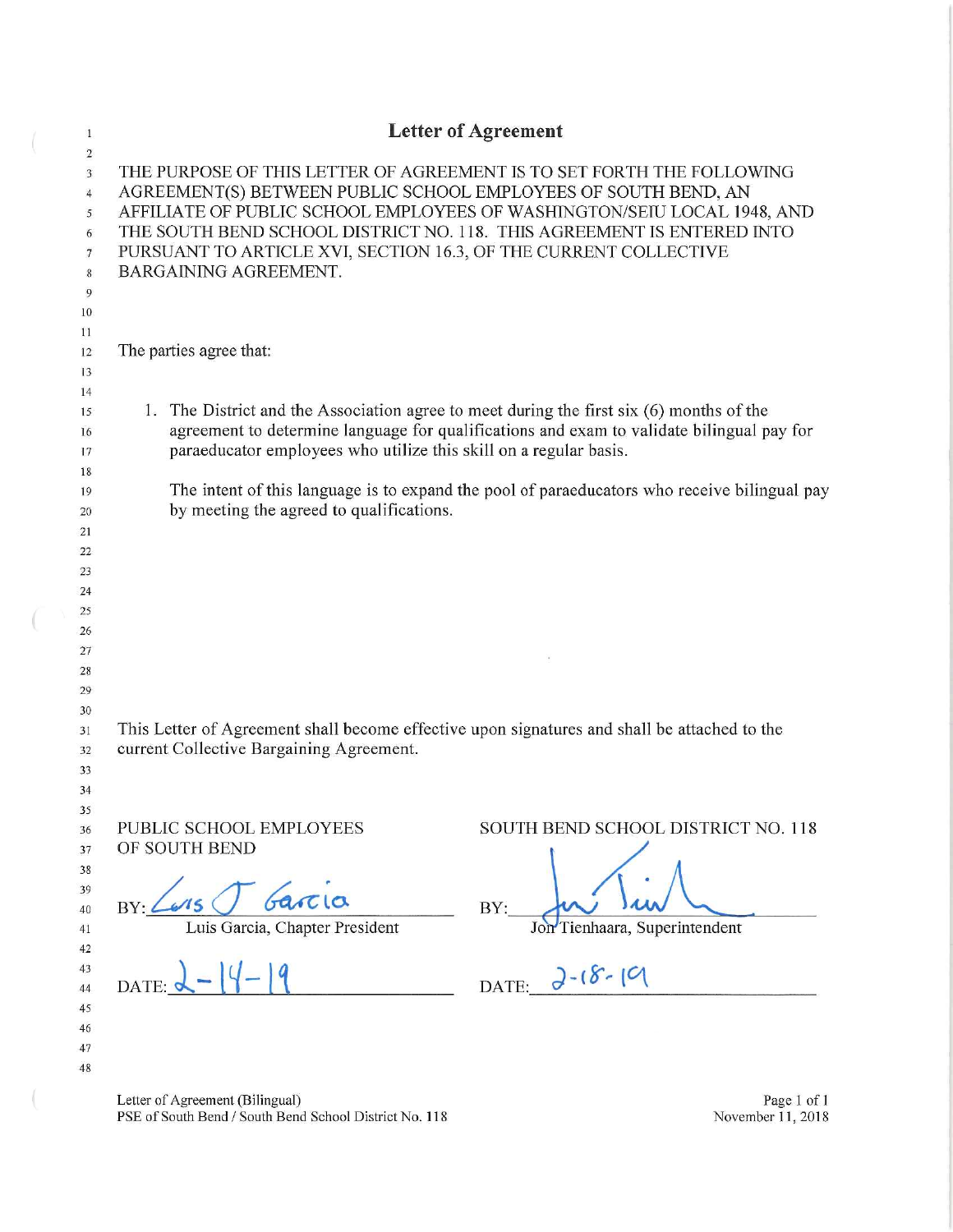# Letter of Agreement

THE PURPOSE OF THIS LETTER OF AGREEMENT IS TO SET FORTH THE FOLLOWING AGREEMENT(S) BETWEEN PUBLIC SCHOOL EMPLOYEES OF SOUTH BEND, AN AFFILIATE OF PUBLIC SCHOOL EMPLOYEES OF WASHINGTON/SEIU LOCAL 1948, AND THE SOUTH BEND SCHOOL DISTRICT NO. 118. THIS AGREEMENT IS ENTERED INTO PURSUANT TO ARTICLE XVI, SECTION 16.3, OF THE CURRENT COLLECTIVE BARGAINING AGREEMENT.

The parties agree that:

1. The District and the Association agree to meet during the first six (6) months of the agreement to determine language for qualifications and exam to validate bilingual pay for paraeducator employees who utilize this skill on a regular basis.

   The intent of this language is to expand the pool of paraeducators who receive bilingual pay by meeting the agreed to qualifications.

This Letter of Agreement shall become effective upon signatures and shall be attached to the current Collective Bargaining Agreement.

| PUBLIC SCHOOL EMPLOYEES OF SOUTH BEND | SOUTH BEND SCHOOL DISTRICT NO. 118 |
| --- | --- |
| BY: Luis J Garcia | BY: Jon Tienhaara |
| Luis Garcia, Chapter President | Jon Tienhaara, Superintendent |
| DATE: 2-14-19 | DATE: 2-18-19 |

Letter of Agreement (Bilingual)
PSE of South Bend / South Bend School District No. 118

November 11, 2018